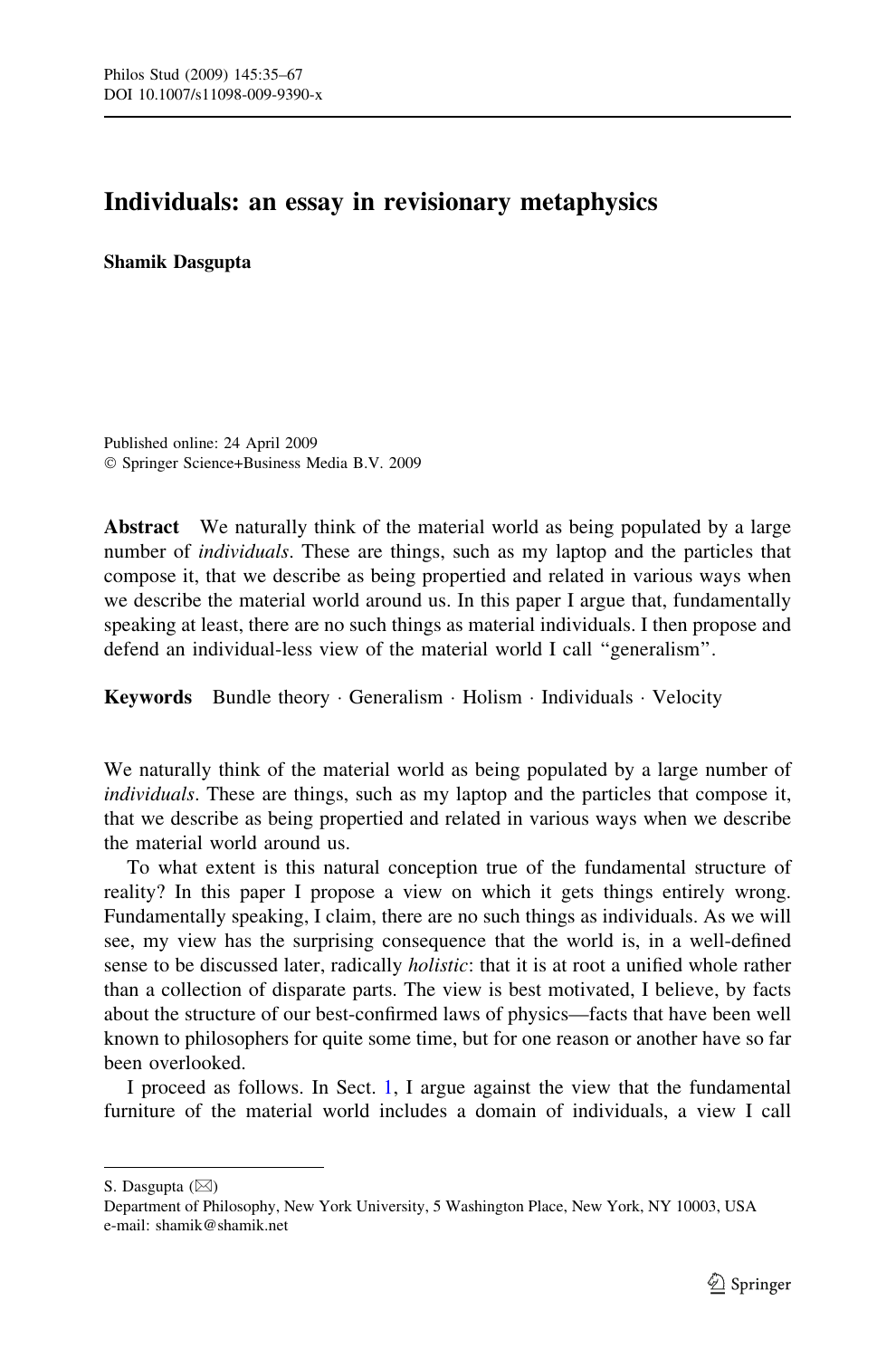# Individuals: an essay in revisionary metaphysics

**Shamik Dasgupta**

Published online: 24 April 2009
© Springer Science+Business Media B.V. 2009

**Abstract** We naturally think of the material world as being populated by a large number of *individuals*. These are things, such as my laptop and the particles that compose it, that we describe as being propertied and related in various ways when we describe the material world around us. In this paper I argue that, fundamentally speaking at least, there are no such things as material individuals. I then propose and defend an individual-less view of the material world I call "generalism".

**Keywords** Bundle theory · Generalism · Holism · Individuals · Velocity

We naturally think of the material world as being populated by a large number of *individuals*. These are things, such as my laptop and the particles that compose it, that we describe as being propertied and related in various ways when we describe the material world around us.

To what extent is this natural conception true of the fundamental structure of reality? In this paper I propose a view on which it gets things entirely wrong. Fundamentally speaking, I claim, there are no such things as individuals. As we will see, my view has the surprising consequence that the world is, in a well-defined sense to be discussed later, radically *holistic*: that it is at root a unified whole rather than a collection of disparate parts. The view is best motivated, I believe, by facts about the structure of our best-confirmed laws of physics—facts that have been well known to philosophers for quite some time, but for one reason or another have so far been overlooked.

I proceed as follows. In Sect. 1, I argue against the view that the fundamental furniture of the material world includes a domain of individuals, a view I call

---

S. Dasgupta (✉)
Department of Philosophy, New York University, 5 Washington Place, New York, NY 10003, USA
e-mail: shamik@shamik.net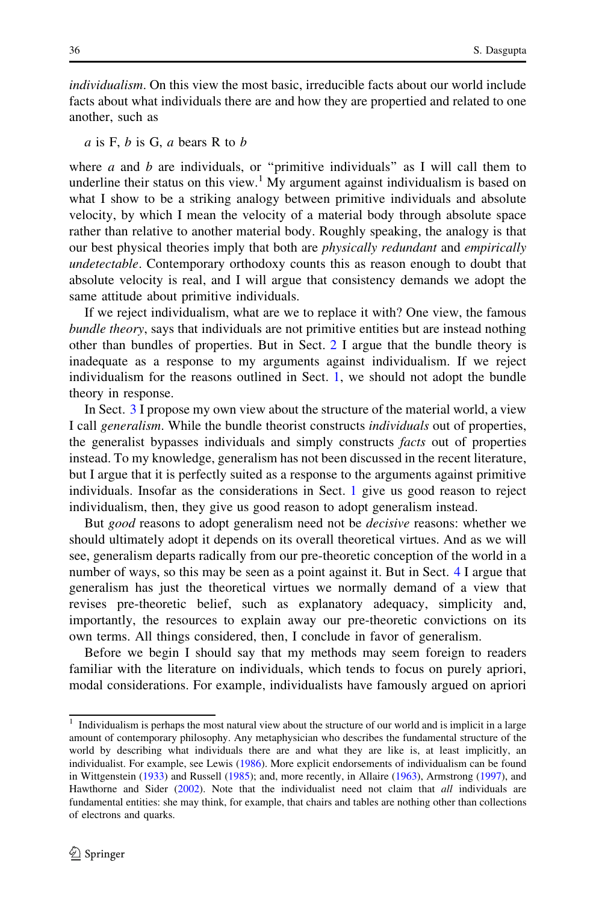*individualism*. On this view the most basic, irreducible facts about our world include facts about what individuals there are and how they are propertied and related to one another, such as

*a* is F, *b* is G, *a* bears R to *b*

where *a* and *b* are individuals, or "primitive individuals" as I will call them to underline their status on this view.[1] My argument against individualism is based on what I show to be a striking analogy between primitive individuals and absolute velocity, by which I mean the velocity of a material body through absolute space rather than relative to another material body. Roughly speaking, the analogy is that our best physical theories imply that both are *physically redundant* and *empirically undetectable*. Contemporary orthodoxy counts this as reason enough to doubt that absolute velocity is real, and I will argue that consistency demands we adopt the same attitude about primitive individuals.

If we reject individualism, what are we to replace it with? One view, the famous *bundle theory*, says that individuals are not primitive entities but are instead nothing other than bundles of properties. But in Sect. 2 I argue that the bundle theory is inadequate as a response to my arguments against individualism. If we reject individualism for the reasons outlined in Sect. 1, we should not adopt the bundle theory in response.

In Sect. 3 I propose my own view about the structure of the material world, a view I call *generalism*. While the bundle theorist constructs *individuals* out of properties, the generalist bypasses individuals and simply constructs *facts* out of properties instead. To my knowledge, generalism has not been discussed in the recent literature, but I argue that it is perfectly suited as a response to the arguments against primitive individuals. Insofar as the considerations in Sect. 1 give us good reason to reject individualism, then, they give us good reason to adopt generalism instead.

But *good* reasons to adopt generalism need not be *decisive* reasons: whether we should ultimately adopt it depends on its overall theoretical virtues. And as we will see, generalism departs radically from our pre-theoretic conception of the world in a number of ways, so this may be seen as a point against it. But in Sect. 4 I argue that generalism has just the theoretical virtues we normally demand of a view that revises pre-theoretic belief, such as explanatory adequacy, simplicity and, importantly, the resources to explain away our pre-theoretic convictions on its own terms. All things considered, then, I conclude in favor of generalism.

Before we begin I should say that my methods may seem foreign to readers familiar with the literature on individuals, which tends to focus on purely apriori, modal considerations. For example, individualists have famously argued on apriori

[1] Individualism is perhaps the most natural view about the structure of our world and is implicit in a large amount of contemporary philosophy. Any metaphysician who describes the fundamental structure of the world by describing what individuals there are and what they are like is, at least implicitly, an individualist. For example, see Lewis (1986). More explicit endorsements of individualism can be found in Wittgenstein (1933) and Russell (1985); and, more recently, in Allaire (1963), Armstrong (1997), and Hawthorne and Sider (2002). Note that the individualist need not claim that *all* individuals are fundamental entities: she may think, for example, that chairs and tables are nothing other than collections of electrons and quarks.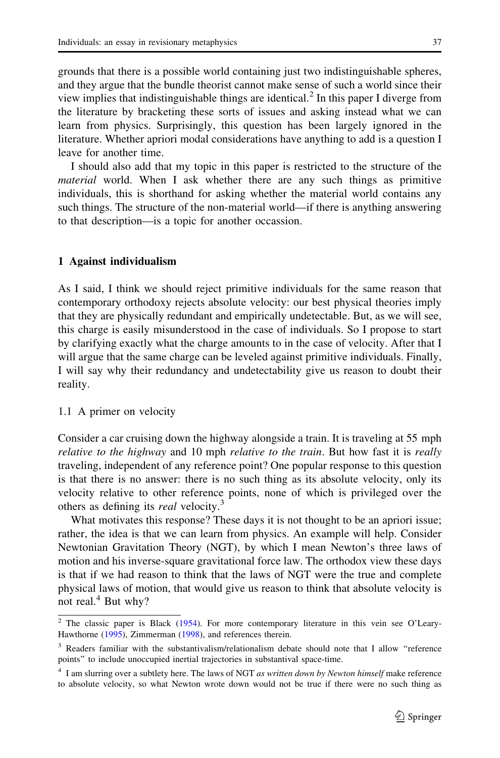grounds that there is a possible world containing just two indistinguishable spheres, and they argue that the bundle theorist cannot make sense of such a world since their view implies that indistinguishable things are identical.[2] In this paper I diverge from the literature by bracketing these sorts of issues and asking instead what we can learn from physics. Surprisingly, this question has been largely ignored in the literature. Whether apriori modal considerations have anything to add is a question I leave for another time.

I should also add that my topic in this paper is restricted to the structure of the *material* world. When I ask whether there are any such things as primitive individuals, this is shorthand for asking whether the material world contains any such things. The structure of the non-material world—if there is anything answering to that description—is a topic for another occassion.

## 1 Against individualism

As I said, I think we should reject primitive individuals for the same reason that contemporary orthodoxy rejects absolute velocity: our best physical theories imply that they are physically redundant and empirically undetectable. But, as we will see, this charge is easily misunderstood in the case of individuals. So I propose to start by clarifying exactly what the charge amounts to in the case of velocity. After that I will argue that the same charge can be leveled against primitive individuals. Finally, I will say why their redundancy and undetectability give us reason to doubt their reality.

### 1.1 A primer on velocity

Consider a car cruising down the highway alongside a train. It is traveling at 55 mph *relative to the highway* and 10 mph *relative to the train*. But how fast it is *really* traveling, independent of any reference point? One popular response to this question is that there is no answer: there is no such thing as its absolute velocity, only its velocity relative to other reference points, none of which is privileged over the others as defining its *real* velocity.[3]

What motivates this response? These days it is not thought to be an apriori issue; rather, the idea is that we can learn from physics. An example will help. Consider Newtonian Gravitation Theory (NGT), by which I mean Newton's three laws of motion and his inverse-square gravitational force law. The orthodox view these days is that if we had reason to think that the laws of NGT were the true and complete physical laws of motion, that would give us reason to think that absolute velocity is not real.[4] But why?

---

[2] The classic paper is Black (1954). For more contemporary literature in this vein see O'Leary-Hawthorne (1995), Zimmerman (1998), and references therein.

[3] Readers familiar with the substantivalism/relationalism debate should note that I allow "reference points" to include unoccupied inertial trajectories in substantival space-time.

[4] I am slurring over a subtlety here. The laws of NGT *as written down by Newton himself* make reference to absolute velocity, so what Newton wrote down would not be true if there were no such thing as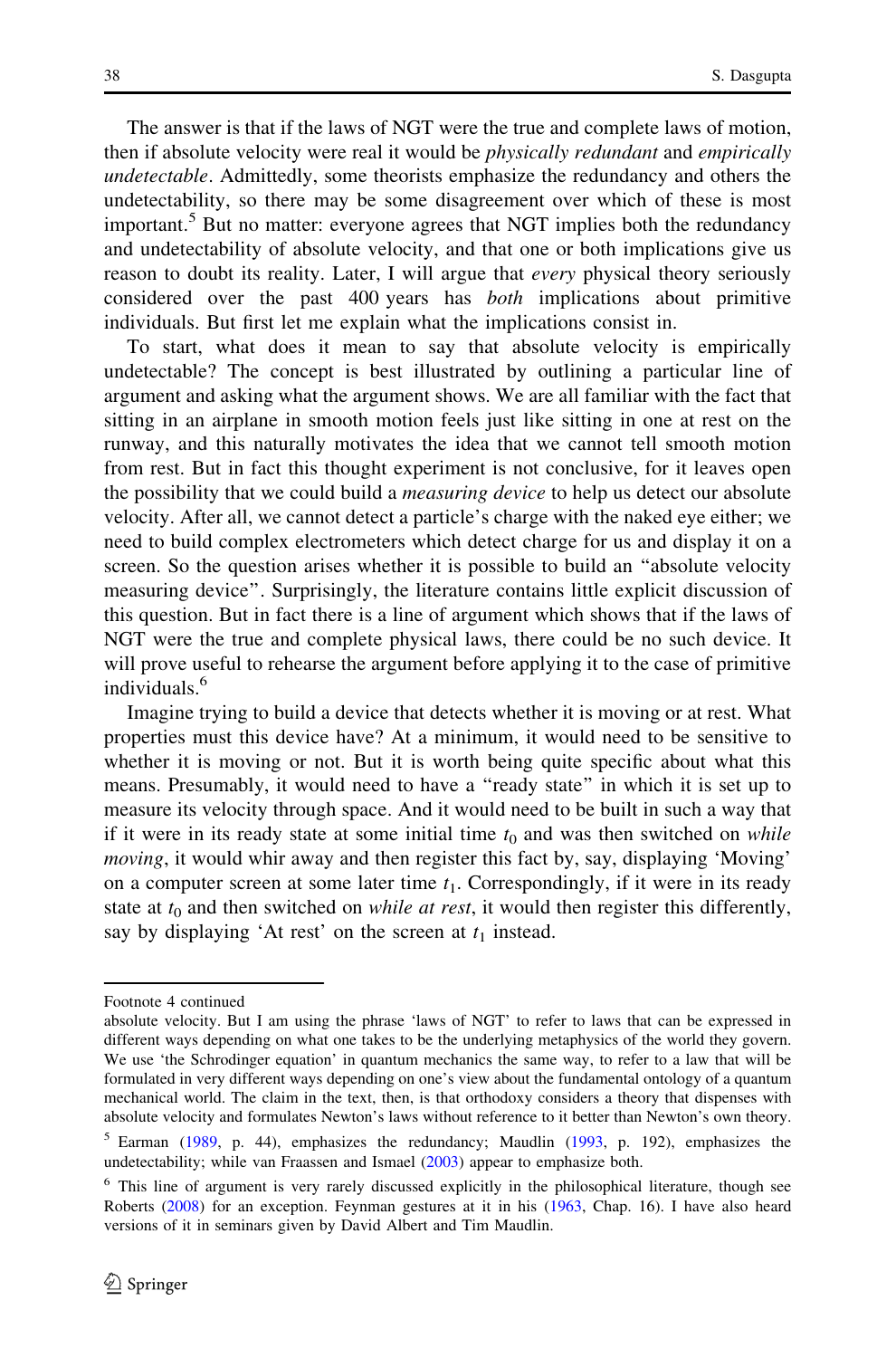The answer is that if the laws of NGT were the true and complete laws of motion, then if absolute velocity were real it would be *physically redundant* and *empirically undetectable*. Admittedly, some theorists emphasize the redundancy and others the undetectability, so there may be some disagreement over which of these is most important.[5] But no matter: everyone agrees that NGT implies both the redundancy and undetectability of absolute velocity, and that one or both implications give us reason to doubt its reality. Later, I will argue that *every* physical theory seriously considered over the past 400 years has *both* implications about primitive individuals. But first let me explain what the implications consist in.

To start, what does it mean to say that absolute velocity is empirically undetectable? The concept is best illustrated by outlining a particular line of argument and asking what the argument shows. We are all familiar with the fact that sitting in an airplane in smooth motion feels just like sitting in one at rest on the runway, and this naturally motivates the idea that we cannot tell smooth motion from rest. But in fact this thought experiment is not conclusive, for it leaves open the possibility that we could build a *measuring device* to help us detect our absolute velocity. After all, we cannot detect a particle's charge with the naked eye either; we need to build complex electrometers which detect charge for us and display it on a screen. So the question arises whether it is possible to build an "absolute velocity measuring device". Surprisingly, the literature contains little explicit discussion of this question. But in fact there is a line of argument which shows that if the laws of NGT were the true and complete physical laws, there could be no such device. It will prove useful to rehearse the argument before applying it to the case of primitive individuals.[6]

Imagine trying to build a device that detects whether it is moving or at rest. What properties must this device have? At a minimum, it would need to be sensitive to whether it is moving or not. But it is worth being quite specific about what this means. Presumably, it would need to have a "ready state" in which it is set up to measure its velocity through space. And it would need to be built in such a way that if it were in its ready state at some initial time $t_0$ and was then switched on *while moving*, it would whir away and then register this fact by, say, displaying 'Moving' on a computer screen at some later time $t_1$. Correspondingly, if it were in its ready state at $t_0$ and then switched on *while at rest*, it would then register this differently, say by displaying 'At rest' on the screen at $t_1$ instead.

---

Footnote 4 continued

absolute velocity. But I am using the phrase 'laws of NGT' to refer to laws that can be expressed in different ways depending on what one takes to be the underlying metaphysics of the world they govern. We use 'the Schrodinger equation' in quantum mechanics the same way, to refer to a law that will be formulated in very different ways depending on one's view about the fundamental ontology of a quantum mechanical world. The claim in the text, then, is that orthodoxy considers a theory that dispenses with absolute velocity and formulates Newton's laws without reference to it better than Newton's own theory.

[5] Earman (1989, p. 44), emphasizes the redundancy; Maudlin (1993, p. 192), emphasizes the undetectability; while van Fraassen and Ismael (2003) appear to emphasize both.

[6] This line of argument is very rarely discussed explicitly in the philosophical literature, though see Roberts (2008) for an exception. Feynman gestures at it in his (1963, Chap. 16). I have also heard versions of it in seminars given by David Albert and Tim Maudlin.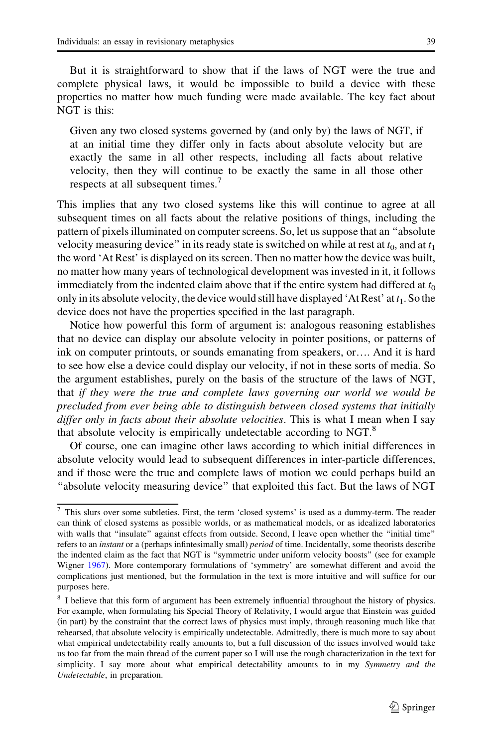But it is straightforward to show that if the laws of NGT were the true and complete physical laws, it would be impossible to build a device with these properties no matter how much funding were made available. The key fact about NGT is this:

> Given any two closed systems governed by (and only by) the laws of NGT, if at an initial time they differ only in facts about absolute velocity but are exactly the same in all other respects, including all facts about relative velocity, then they will continue to be exactly the same in all those other respects at all subsequent times.[7]

This implies that any two closed systems like this will continue to agree at all subsequent times on all facts about the relative positions of things, including the pattern of pixels illuminated on computer screens. So, let us suppose that an "absolute velocity measuring device" in its ready state is switched on while at rest at $t_0$, and at $t_1$ the word 'At Rest' is displayed on its screen. Then no matter how the device was built, no matter how many years of technological development was invested in it, it follows immediately from the indented claim above that if the entire system had differed at $t_0$ only in its absolute velocity, the device would still have displayed 'At Rest' at $t_1$. So the device does not have the properties specified in the last paragraph.

Notice how powerful this form of argument is: analogous reasoning establishes that no device can display our absolute velocity in pointer positions, or patterns of ink on computer printouts, or sounds emanating from speakers, or…. And it is hard to see how else a device could display our velocity, if not in these sorts of media. So the argument establishes, purely on the basis of the structure of the laws of NGT, that *if they were the true and complete laws governing our world we would be precluded from ever being able to distinguish between closed systems that initially differ only in facts about their absolute velocities*. This is what I mean when I say that absolute velocity is empirically undetectable according to NGT.[8]

Of course, one can imagine other laws according to which initial differences in absolute velocity would lead to subsequent differences in inter-particle differences, and if those were the true and complete laws of motion we could perhaps build an "absolute velocity measuring device" that exploited this fact. But the laws of NGT

---

[7] This slurs over some subtleties. First, the term 'closed systems' is used as a dummy-term. The reader can think of closed systems as possible worlds, or as mathematical models, or as idealized laboratories with walls that "insulate" against effects from outside. Second, I leave open whether the "initial time" refers to an *instant* or a (perhaps infintesimally small) *period* of time. Incidentally, some theorists describe the indented claim as the fact that NGT is "symmetric under uniform velocity boosts" (see for example Wigner 1967). More contemporary formulations of 'symmetry' are somewhat different and avoid the complications just mentioned, but the formulation in the text is more intuitive and will suffice for our purposes here.

[8] I believe that this form of argument has been extremely influential throughout the history of physics. For example, when formulating his Special Theory of Relativity, I would argue that Einstein was guided (in part) by the constraint that the correct laws of physics must imply, through reasoning much like that rehearsed, that absolute velocity is empirically undetectable. Admittedly, there is much more to say about what empirical undetectability really amounts to, but a full discussion of the issues involved would take us too far from the main thread of the current paper so I will use the rough characterization in the text for simplicity. I say more about what empirical detectability amounts to in my *Symmetry and the Undetectable*, in preparation.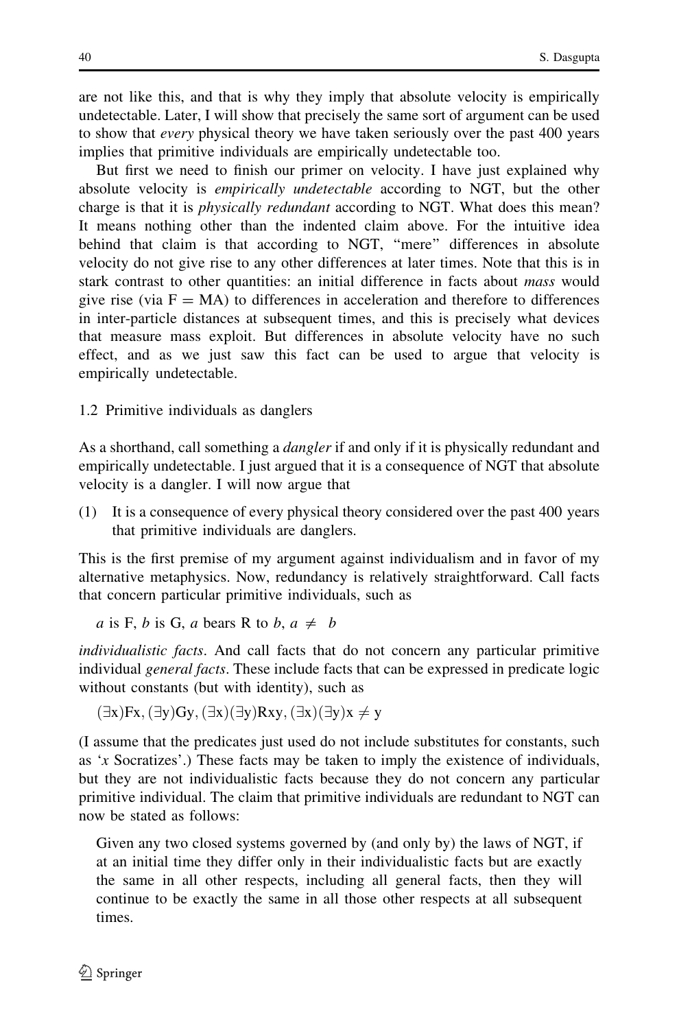are not like this, and that is why they imply that absolute velocity is empirically undetectable. Later, I will show that precisely the same sort of argument can be used to show that *every* physical theory we have taken seriously over the past 400 years implies that primitive individuals are empirically undetectable too.

But first we need to finish our primer on velocity. I have just explained why absolute velocity is *empirically undetectable* according to NGT, but the other charge is that it is *physically redundant* according to NGT. What does this mean? It means nothing other than the indented claim above. For the intuitive idea behind that claim is that according to NGT, "mere" differences in absolute velocity do not give rise to any other differences at later times. Note that this is in stark contrast to other quantities: an initial difference in facts about *mass* would give rise (via $F = MA$) to differences in acceleration and therefore to differences in inter-particle distances at subsequent times, and this is precisely what devices that measure mass exploit. But differences in absolute velocity have no such effect, and as we just saw this fact can be used to argue that velocity is empirically undetectable.

### 1.2 Primitive individuals as danglers

As a shorthand, call something a *dangler* if and only if it is physically redundant and empirically undetectable. I just argued that it is a consequence of NGT that absolute velocity is a dangler. I will now argue that

(1) It is a consequence of every physical theory considered over the past 400 years that primitive individuals are danglers.

This is the first premise of my argument against individualism and in favor of my alternative metaphysics. Now, redundancy is relatively straightforward. Call facts that concern particular primitive individuals, such as

*a* is F, *b* is G, *a* bears R to *b*, $a \neq b$

*individualistic facts*. And call facts that do not concern any particular primitive individual *general facts*. These include facts that can be expressed in predicate logic without constants (but with identity), such as

$(\exists x)Fx, (\exists y)Gy, (\exists x)(\exists y)Rxy, (\exists x)(\exists y)x \neq y$

(I assume that the predicates just used do not include substitutes for constants, such as '*x* Socratizes'.) These facts may be taken to imply the existence of individuals, but they are not individualistic facts because they do not concern any particular primitive individual. The claim that primitive individuals are redundant to NGT can now be stated as follows:

> Given any two closed systems governed by (and only by) the laws of NGT, if at an initial time they differ only in their individualistic facts but are exactly the same in all other respects, including all general facts, then they will continue to be exactly the same in all those other respects at all subsequent times.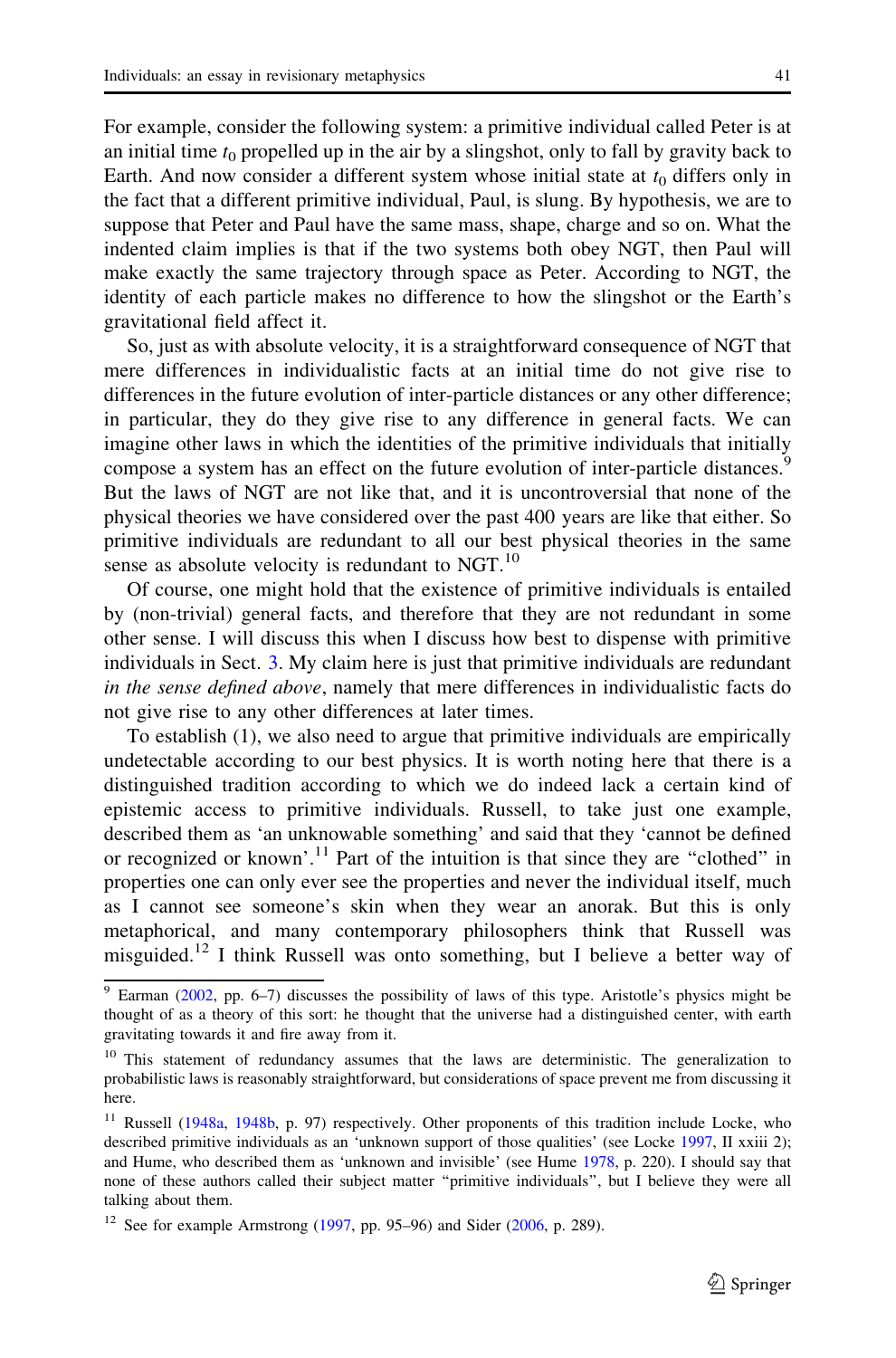For example, consider the following system: a primitive individual called Peter is at an initial time $t_0$ propelled up in the air by a slingshot, only to fall by gravity back to Earth. And now consider a different system whose initial state at $t_0$ differs only in the fact that a different primitive individual, Paul, is slung. By hypothesis, we are to suppose that Peter and Paul have the same mass, shape, charge and so on. What the indented claim implies is that if the two systems both obey NGT, then Paul will make exactly the same trajectory through space as Peter. According to NGT, the identity of each particle makes no difference to how the slingshot or the Earth's gravitational field affect it.

So, just as with absolute velocity, it is a straightforward consequence of NGT that mere differences in individualistic facts at an initial time do not give rise to differences in the future evolution of inter-particle distances or any other difference; in particular, they do they give rise to any difference in general facts. We can imagine other laws in which the identities of the primitive individuals that initially compose a system has an effect on the future evolution of inter-particle distances.[9] But the laws of NGT are not like that, and it is uncontroversial that none of the physical theories we have considered over the past 400 years are like that either. So primitive individuals are redundant to all our best physical theories in the same sense as absolute velocity is redundant to NGT.[10]

Of course, one might hold that the existence of primitive individuals is entailed by (non-trivial) general facts, and therefore that they are not redundant in some other sense. I will discuss this when I discuss how best to dispense with primitive individuals in Sect. 3. My claim here is just that primitive individuals are redundant *in the sense defined above*, namely that mere differences in individualistic facts do not give rise to any other differences at later times.

To establish (1), we also need to argue that primitive individuals are empirically undetectable according to our best physics. It is worth noting here that there is a distinguished tradition according to which we do indeed lack a certain kind of epistemic access to primitive individuals. Russell, to take just one example, described them as 'an unknowable something' and said that they 'cannot be defined or recognized or known'.[11] Part of the intuition is that since they are "clothed" in properties one can only ever see the properties and never the individual itself, much as I cannot see someone's skin when they wear an anorak. But this is only metaphorical, and many contemporary philosophers think that Russell was misguided.[12] I think Russell was onto something, but I believe a better way of

---

[9] Earman (2002, pp. 6–7) discusses the possibility of laws of this type. Aristotle's physics might be thought of as a theory of this sort: he thought that the universe had a distinguished center, with earth gravitating towards it and fire away from it.

[10] This statement of redundancy assumes that the laws are deterministic. The generalization to probabilistic laws is reasonably straightforward, but considerations of space prevent me from discussing it here.

[11] Russell (1948a, 1948b, p. 97) respectively. Other proponents of this tradition include Locke, who described primitive individuals as an 'unknown support of those qualities' (see Locke 1997, II xxiii 2); and Hume, who described them as 'unknown and invisible' (see Hume 1978, p. 220). I should say that none of these authors called their subject matter "primitive individuals", but I believe they were all talking about them.

[12] See for example Armstrong (1997, pp. 95–96) and Sider (2006, p. 289).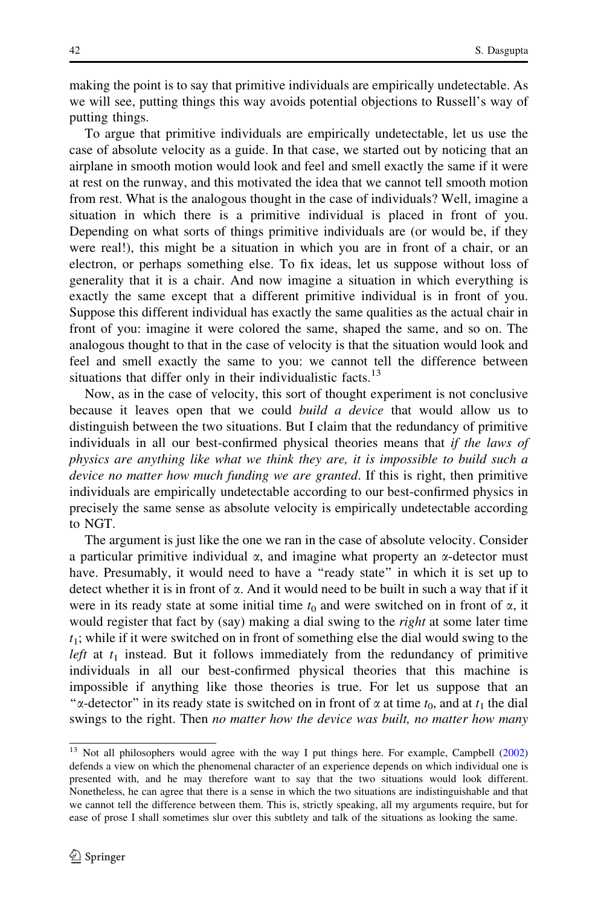making the point is to say that primitive individuals are empirically undetectable. As we will see, putting things this way avoids potential objections to Russell's way of putting things.

To argue that primitive individuals are empirically undetectable, let us use the case of absolute velocity as a guide. In that case, we started out by noticing that an airplane in smooth motion would look and feel and smell exactly the same if it were at rest on the runway, and this motivated the idea that we cannot tell smooth motion from rest. What is the analogous thought in the case of individuals? Well, imagine a situation in which there is a primitive individual is placed in front of you. Depending on what sorts of things primitive individuals are (or would be, if they were real!), this might be a situation in which you are in front of a chair, or an electron, or perhaps something else. To fix ideas, let us suppose without loss of generality that it is a chair. And now imagine a situation in which everything is exactly the same except that a different primitive individual is in front of you. Suppose this different individual has exactly the same qualities as the actual chair in front of you: imagine it were colored the same, shaped the same, and so on. The analogous thought to that in the case of velocity is that the situation would look and feel and smell exactly the same to you: we cannot tell the difference between situations that differ only in their individualistic facts.[13]

Now, as in the case of velocity, this sort of thought experiment is not conclusive because it leaves open that we could *build a device* that would allow us to distinguish between the two situations. But I claim that the redundancy of primitive individuals in all our best-confirmed physical theories means that *if the laws of physics are anything like what we think they are, it is impossible to build such a device no matter how much funding we are granted*. If this is right, then primitive individuals are empirically undetectable according to our best-confirmed physics in precisely the same sense as absolute velocity is empirically undetectable according to NGT.

The argument is just like the one we ran in the case of absolute velocity. Consider a particular primitive individual $\alpha$, and imagine what property an $\alpha$-detector must have. Presumably, it would need to have a "ready state" in which it is set up to detect whether it is in front of $\alpha$. And it would need to be built in such a way that if it were in its ready state at some initial time $t_0$ and were switched on in front of $\alpha$, it would register that fact by (say) making a dial swing to the *right* at some later time $t_1$; while if it were switched on in front of something else the dial would swing to the *left* at $t_1$ instead. But it follows immediately from the redundancy of primitive individuals in all our best-confirmed physical theories that this machine is impossible if anything like those theories is true. For let us suppose that an "$\alpha$-detector" in its ready state is switched on in front of $\alpha$ at time $t_0$, and at $t_1$ the dial swings to the right. Then *no matter how the device was built, no matter how many*

[13] Not all philosophers would agree with the way I put things here. For example, Campbell (2002) defends a view on which the phenomenal character of an experience depends on which individual one is presented with, and he may therefore want to say that the two situations would look different. Nonetheless, he can agree that there is a sense in which the two situations are indistinguishable and that we cannot tell the difference between them. This is, strictly speaking, all my arguments require, but for ease of prose I shall sometimes slur over this subtlety and talk of the situations as looking the same.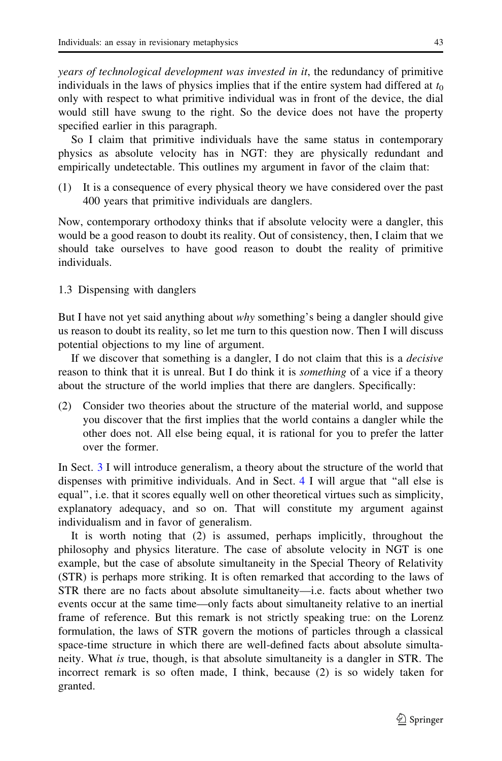*years of technological development was invested in it*, the redundancy of primitive individuals in the laws of physics implies that if the entire system had differed at $t_0$ only with respect to what primitive individual was in front of the device, the dial would still have swung to the right. So the device does not have the property specified earlier in this paragraph.

So I claim that primitive individuals have the same status in contemporary physics as absolute velocity has in NGT: they are physically redundant and empirically undetectable. This outlines my argument in favor of the claim that:

(1) It is a consequence of every physical theory we have considered over the past 400 years that primitive individuals are danglers.

Now, contemporary orthodoxy thinks that if absolute velocity were a dangler, this would be a good reason to doubt its reality. Out of consistency, then, I claim that we should take ourselves to have good reason to doubt the reality of primitive individuals.

### 1.3 Dispensing with danglers

But I have not yet said anything about *why* something's being a dangler should give us reason to doubt its reality, so let me turn to this question now. Then I will discuss potential objections to my line of argument.

If we discover that something is a dangler, I do not claim that this is a *decisive* reason to think that it is unreal. But I do think it is *something* of a vice if a theory about the structure of the world implies that there are danglers. Specifically:

(2) Consider two theories about the structure of the material world, and suppose you discover that the first implies that the world contains a dangler while the other does not. All else being equal, it is rational for you to prefer the latter over the former.

In Sect. 3 I will introduce generalism, a theory about the structure of the world that dispenses with primitive individuals. And in Sect. 4 I will argue that "all else is equal", i.e. that it scores equally well on other theoretical virtues such as simplicity, explanatory adequacy, and so on. That will constitute my argument against individualism and in favor of generalism.

It is worth noting that (2) is assumed, perhaps implicitly, throughout the philosophy and physics literature. The case of absolute velocity in NGT is one example, but the case of absolute simultaneity in the Special Theory of Relativity (STR) is perhaps more striking. It is often remarked that according to the laws of STR there are no facts about absolute simultaneity—i.e. facts about whether two events occur at the same time—only facts about simultaneity relative to an inertial frame of reference. But this remark is not strictly speaking true: on the Lorenz formulation, the laws of STR govern the motions of particles through a classical space-time structure in which there are well-defined facts about absolute simultaneity. What *is* true, though, is that absolute simultaneity is a dangler in STR. The incorrect remark is so often made, I think, because (2) is so widely taken for granted.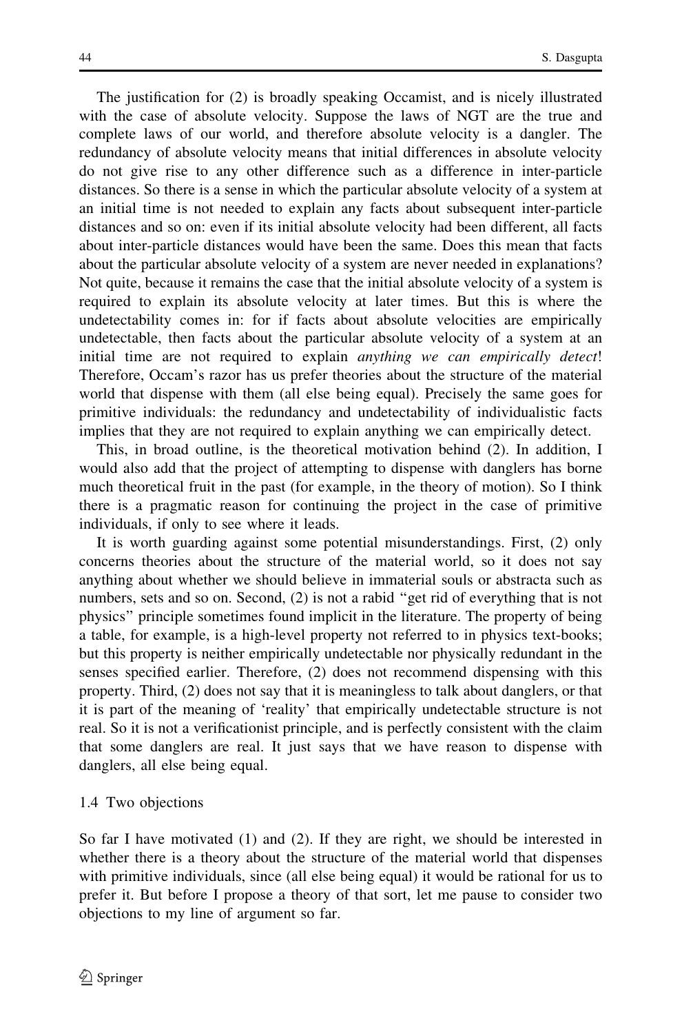The justification for (2) is broadly speaking Occamist, and is nicely illustrated with the case of absolute velocity. Suppose the laws of NGT are the true and complete laws of our world, and therefore absolute velocity is a dangler. The redundancy of absolute velocity means that initial differences in absolute velocity do not give rise to any other difference such as a difference in inter-particle distances. So there is a sense in which the particular absolute velocity of a system at an initial time is not needed to explain any facts about subsequent inter-particle distances and so on: even if its initial absolute velocity had been different, all facts about inter-particle distances would have been the same. Does this mean that facts about the particular absolute velocity of a system are never needed in explanations? Not quite, because it remains the case that the initial absolute velocity of a system is required to explain its absolute velocity at later times. But this is where the undetectability comes in: for if facts about absolute velocities are empirically undetectable, then facts about the particular absolute velocity of a system at an initial time are not required to explain *anything we can empirically detect*! Therefore, Occam's razor has us prefer theories about the structure of the material world that dispense with them (all else being equal). Precisely the same goes for primitive individuals: the redundancy and undetectability of individualistic facts implies that they are not required to explain anything we can empirically detect.

This, in broad outline, is the theoretical motivation behind (2). In addition, I would also add that the project of attempting to dispense with danglers has borne much theoretical fruit in the past (for example, in the theory of motion). So I think there is a pragmatic reason for continuing the project in the case of primitive individuals, if only to see where it leads.

It is worth guarding against some potential misunderstandings. First, (2) only concerns theories about the structure of the material world, so it does not say anything about whether we should believe in immaterial souls or abstracta such as numbers, sets and so on. Second, (2) is not a rabid "get rid of everything that is not physics" principle sometimes found implicit in the literature. The property of being a table, for example, is a high-level property not referred to in physics text-books; but this property is neither empirically undetectable nor physically redundant in the senses specified earlier. Therefore, (2) does not recommend dispensing with this property. Third, (2) does not say that it is meaningless to talk about danglers, or that it is part of the meaning of 'reality' that empirically undetectable structure is not real. So it is not a verificationist principle, and is perfectly consistent with the claim that some danglers are real. It just says that we have reason to dispense with danglers, all else being equal.

### 1.4 Two objections

So far I have motivated (1) and (2). If they are right, we should be interested in whether there is a theory about the structure of the material world that dispenses with primitive individuals, since (all else being equal) it would be rational for us to prefer it. But before I propose a theory of that sort, let me pause to consider two objections to my line of argument so far.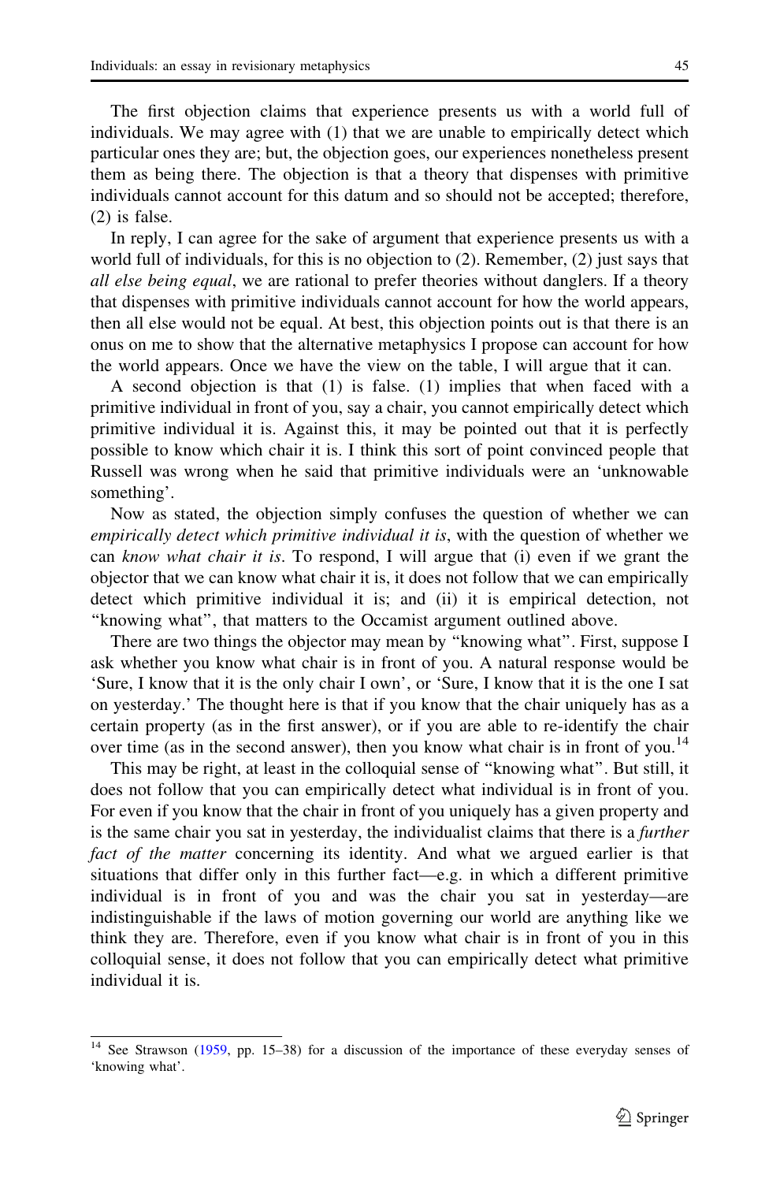The first objection claims that experience presents us with a world full of individuals. We may agree with (1) that we are unable to empirically detect which particular ones they are; but, the objection goes, our experiences nonetheless present them as being there. The objection is that a theory that dispenses with primitive individuals cannot account for this datum and so should not be accepted; therefore, (2) is false.

In reply, I can agree for the sake of argument that experience presents us with a world full of individuals, for this is no objection to (2). Remember, (2) just says that *all else being equal*, we are rational to prefer theories without danglers. If a theory that dispenses with primitive individuals cannot account for how the world appears, then all else would not be equal. At best, this objection points out is that there is an onus on me to show that the alternative metaphysics I propose can account for how the world appears. Once we have the view on the table, I will argue that it can.

A second objection is that (1) is false. (1) implies that when faced with a primitive individual in front of you, say a chair, you cannot empirically detect which primitive individual it is. Against this, it may be pointed out that it is perfectly possible to know which chair it is. I think this sort of point convinced people that Russell was wrong when he said that primitive individuals were an 'unknowable something'.

Now as stated, the objection simply confuses the question of whether we can *empirically detect which primitive individual it is*, with the question of whether we can *know what chair it is*. To respond, I will argue that (i) even if we grant the objector that we can know what chair it is, it does not follow that we can empirically detect which primitive individual it is; and (ii) it is empirical detection, not "knowing what", that matters to the Occamist argument outlined above.

There are two things the objector may mean by "knowing what". First, suppose I ask whether you know what chair is in front of you. A natural response would be 'Sure, I know that it is the only chair I own', or 'Sure, I know that it is the one I sat on yesterday.' The thought here is that if you know that the chair uniquely has as a certain property (as in the first answer), or if you are able to re-identify the chair over time (as in the second answer), then you know what chair is in front of you.[14]

This may be right, at least in the colloquial sense of "knowing what". But still, it does not follow that you can empirically detect what individual is in front of you. For even if you know that the chair in front of you uniquely has a given property and is the same chair you sat in yesterday, the individualist claims that there is a *further fact of the matter* concerning its identity. And what we argued earlier is that situations that differ only in this further fact—e.g. in which a different primitive individual is in front of you and was the chair you sat in yesterday—are indistinguishable if the laws of motion governing our world are anything like we think they are. Therefore, even if you know what chair is in front of you in this colloquial sense, it does not follow that you can empirically detect what primitive individual it is.

---

[14] See Strawson (1959, pp. 15–38) for a discussion of the importance of these everyday senses of 'knowing what'.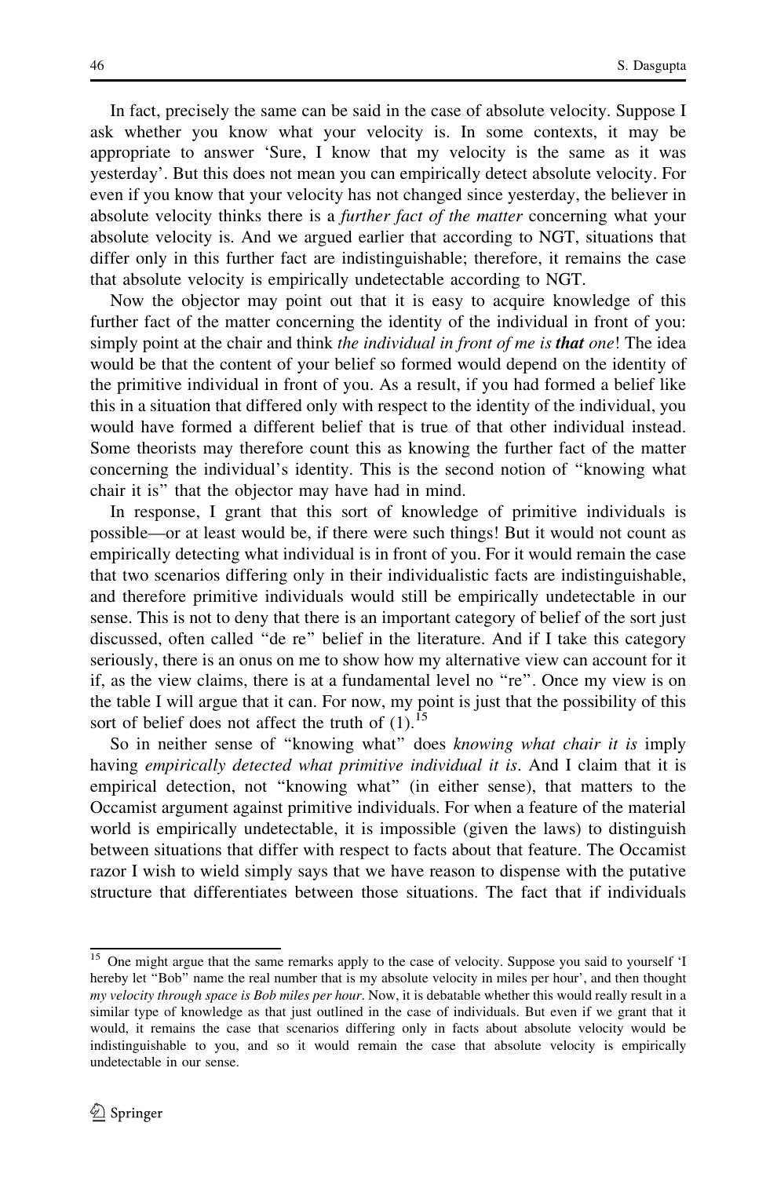In fact, precisely the same can be said in the case of absolute velocity. Suppose I ask whether you know what your velocity is. In some contexts, it may be appropriate to answer 'Sure, I know that my velocity is the same as it was yesterday'. But this does not mean you can empirically detect absolute velocity. For even if you know that your velocity has not changed since yesterday, the believer in absolute velocity thinks there is a *further fact of the matter* concerning what your absolute velocity is. And we argued earlier that according to NGT, situations that differ only in this further fact are indistinguishable; therefore, it remains the case that absolute velocity is empirically undetectable according to NGT.

Now the objector may point out that it is easy to acquire knowledge of this further fact of the matter concerning the identity of the individual in front of you: simply point at the chair and think *the individual in front of me is **that** one*! The idea would be that the content of your belief so formed would depend on the identity of the primitive individual in front of you. As a result, if you had formed a belief like this in a situation that differed only with respect to the identity of the individual, you would have formed a different belief that is true of that other individual instead. Some theorists may therefore count this as knowing the further fact of the matter concerning the individual's identity. This is the second notion of "knowing what chair it is" that the objector may have had in mind.

In response, I grant that this sort of knowledge of primitive individuals is possible—or at least would be, if there were such things! But it would not count as empirically detecting what individual is in front of you. For it would remain the case that two scenarios differing only in their individualistic facts are indistinguishable, and therefore primitive individuals would still be empirically undetectable in our sense. This is not to deny that there is an important category of belief of the sort just discussed, often called "de re" belief in the literature. And if I take this category seriously, there is an onus on me to show how my alternative view can account for it if, as the view claims, there is at a fundamental level no "re". Once my view is on the table I will argue that it can. For now, my point is just that the possibility of this sort of belief does not affect the truth of (1).[15]

So in neither sense of "knowing what" does *knowing what chair it is* imply having *empirically detected what primitive individual it is*. And I claim that it is empirical detection, not "knowing what" (in either sense), that matters to the Occamist argument against primitive individuals. For when a feature of the material world is empirically undetectable, it is impossible (given the laws) to distinguish between situations that differ with respect to facts about that feature. The Occamist razor I wish to wield simply says that we have reason to dispense with the putative structure that differentiates between those situations. The fact that if individuals

---

[15] One might argue that the same remarks apply to the case of velocity. Suppose you said to yourself 'I hereby let "Bob" name the real number that is my absolute velocity in miles per hour', and then thought *my velocity through space is Bob miles per hour*. Now, it is debatable whether this would really result in a similar type of knowledge as that just outlined in the case of individuals. But even if we grant that it would, it remains the case that scenarios differing only in facts about absolute velocity would be indistinguishable to you, and so it would remain the case that absolute velocity is empirically undetectable in our sense.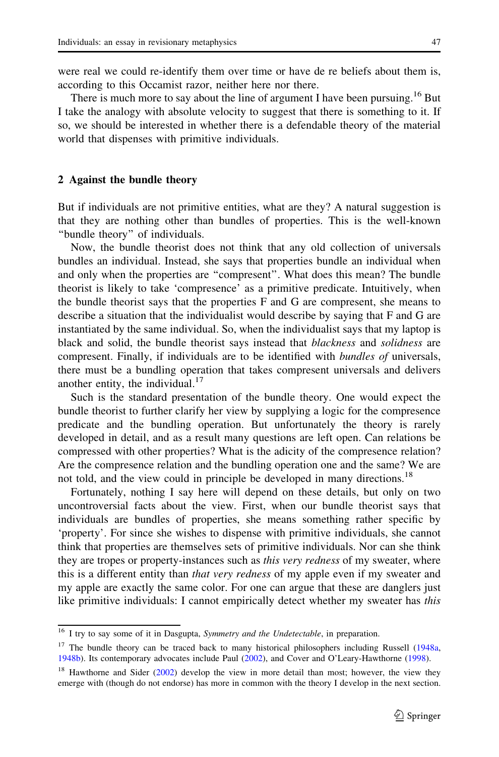were real we could re-identify them over time or have de re beliefs about them is, according to this Occamist razor, neither here nor there.

There is much more to say about the line of argument I have been pursuing.[16] But I take the analogy with absolute velocity to suggest that there is something to it. If so, we should be interested in whether there is a defendable theory of the material world that dispenses with primitive individuals.

## 2 Against the bundle theory

But if individuals are not primitive entities, what are they? A natural suggestion is that they are nothing other than bundles of properties. This is the well-known "bundle theory" of individuals.

Now, the bundle theorist does not think that any old collection of universals bundles an individual. Instead, she says that properties bundle an individual when and only when the properties are "compresent". What does this mean? The bundle theorist is likely to take 'compresence' as a primitive predicate. Intuitively, when the bundle theorist says that the properties F and G are compresent, she means to describe a situation that the individualist would describe by saying that F and G are instantiated by the same individual. So, when the individualist says that my laptop is black and solid, the bundle theorist says instead that *blackness* and *solidness* are compresent. Finally, if individuals are to be identified with *bundles of* universals, there must be a bundling operation that takes compresent universals and delivers another entity, the individual.[17]

Such is the standard presentation of the bundle theory. One would expect the bundle theorist to further clarify her view by supplying a logic for the compresence predicate and the bundling operation. But unfortunately the theory is rarely developed in detail, and as a result many questions are left open. Can relations be compressed with other properties? What is the adicity of the compresence relation? Are the compresence relation and the bundling operation one and the same? We are not told, and the view could in principle be developed in many directions.[18]

Fortunately, nothing I say here will depend on these details, but only on two uncontroversial facts about the view. First, when our bundle theorist says that individuals are bundles of properties, she means something rather specific by 'property'. For since she wishes to dispense with primitive individuals, she cannot think that properties are themselves sets of primitive individuals. Nor can she think they are tropes or property-instances such as *this very redness* of my sweater, where this is a different entity than *that very redness* of my apple even if my sweater and my apple are exactly the same color. For one can argue that these are danglers just like primitive individuals: I cannot empirically detect whether my sweater has *this*

---

[16] I try to say some of it in Dasgupta, *Symmetry and the Undetectable*, in preparation.

[17] The bundle theory can be traced back to many historical philosophers including Russell (1948a, 1948b). Its contemporary advocates include Paul (2002), and Cover and O'Leary-Hawthorne (1998).

[18] Hawthorne and Sider (2002) develop the view in more detail than most; however, the view they emerge with (though do not endorse) has more in common with the theory I develop in the next section.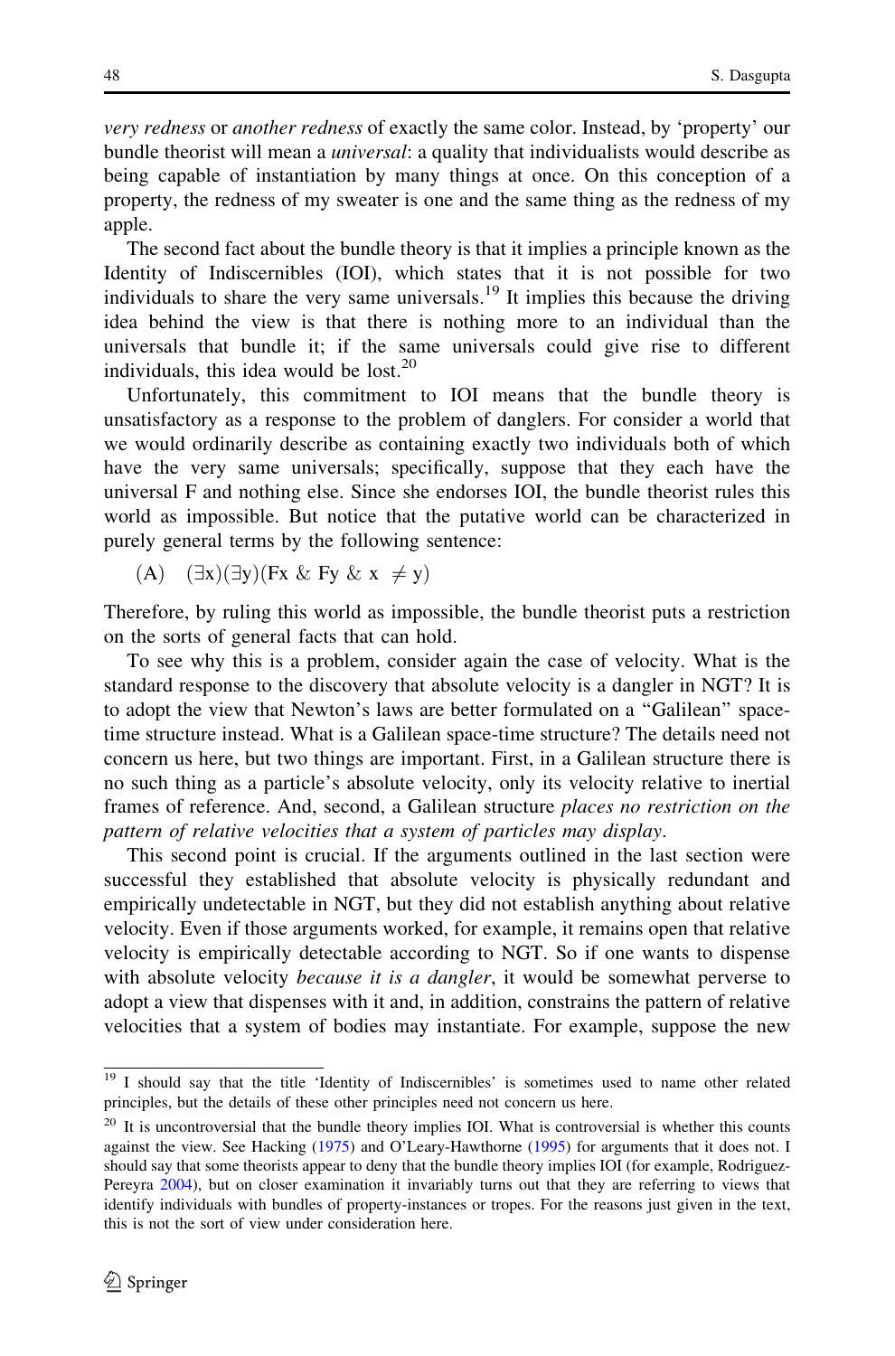*very redness* or *another redness* of exactly the same color. Instead, by 'property' our bundle theorist will mean a *universal*: a quality that individualists would describe as being capable of instantiation by many things at once. On this conception of a property, the redness of my sweater is one and the same thing as the redness of my apple.

The second fact about the bundle theory is that it implies a principle known as the Identity of Indiscernibles (IOI), which states that it is not possible for two individuals to share the very same universals.[19] It implies this because the driving idea behind the view is that there is nothing more to an individual than the universals that bundle it; if the same universals could give rise to different individuals, this idea would be lost.[20]

Unfortunately, this commitment to IOI means that the bundle theory is unsatisfactory as a response to the problem of danglers. For consider a world that we would ordinarily describe as containing exactly two individuals both of which have the very same universals; specifically, suppose that they each have the universal F and nothing else. Since she endorses IOI, the bundle theorist rules this world as impossible. But notice that the putative world can be characterized in purely general terms by the following sentence:

(A) $(\exists x)(\exists y)(Fx \ \& \ Fy \ \& \ x \neq y)$

Therefore, by ruling this world as impossible, the bundle theorist puts a restriction on the sorts of general facts that can hold.

To see why this is a problem, consider again the case of velocity. What is the standard response to the discovery that absolute velocity is a dangler in NGT? It is to adopt the view that Newton's laws are better formulated on a "Galilean" space-time structure instead. What is a Galilean space-time structure? The details need not concern us here, but two things are important. First, in a Galilean structure there is no such thing as a particle's absolute velocity, only its velocity relative to inertial frames of reference. And, second, a Galilean structure *places no restriction on the pattern of relative velocities that a system of particles may display*.

This second point is crucial. If the arguments outlined in the last section were successful they established that absolute velocity is physically redundant and empirically undetectable in NGT, but they did not establish anything about relative velocity. Even if those arguments worked, for example, it remains open that relative velocity is empirically detectable according to NGT. So if one wants to dispense with absolute velocity *because it is a dangler*, it would be somewhat perverse to adopt a view that dispenses with it and, in addition, constrains the pattern of relative velocities that a system of bodies may instantiate. For example, suppose the new

---

[19] I should say that the title 'Identity of Indiscernibles' is sometimes used to name other related principles, but the details of these other principles need not concern us here.

[20] It is uncontroversial that the bundle theory implies IOI. What is controversial is whether this counts against the view. See Hacking (1975) and O'Leary-Hawthorne (1995) for arguments that it does not. I should say that some theorists appear to deny that the bundle theory implies IOI (for example, Rodriguez-Pereyra 2004), but on closer examination it invariably turns out that they are referring to views that identify individuals with bundles of property-instances or tropes. For the reasons just given in the text, this is not the sort of view under consideration here.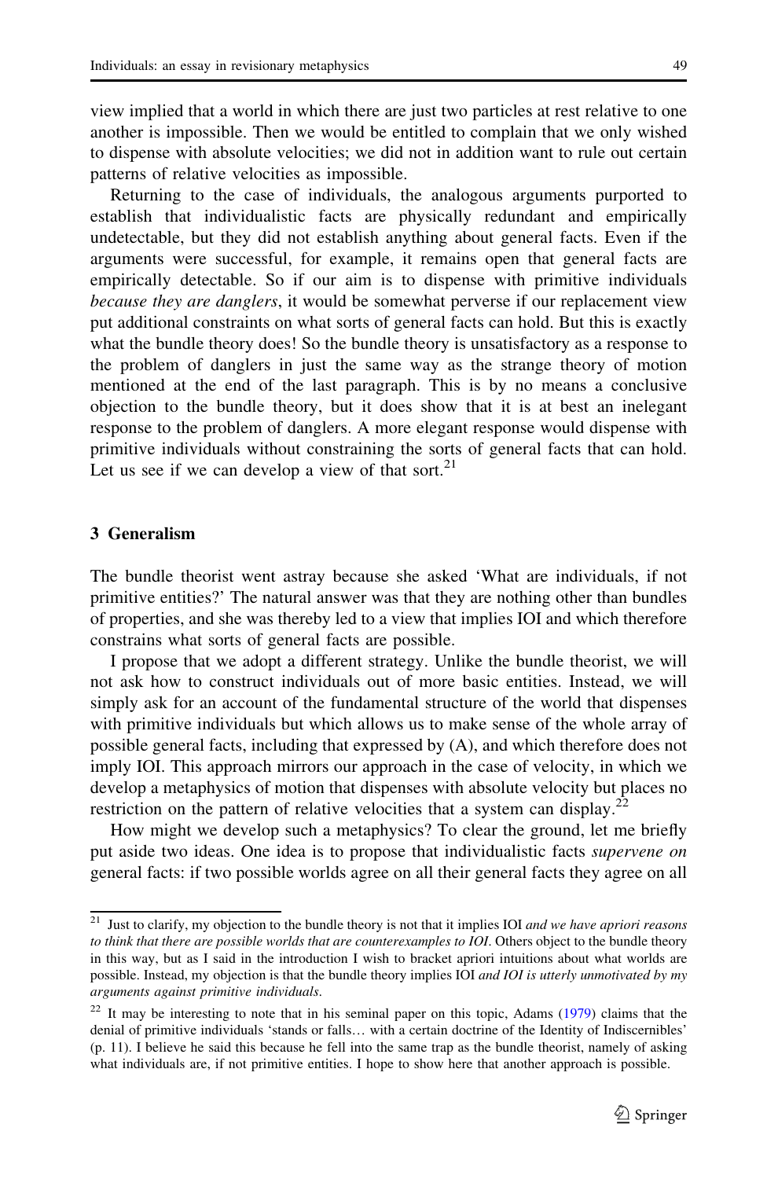view implied that a world in which there are just two particles at rest relative to one another is impossible. Then we would be entitled to complain that we only wished to dispense with absolute velocities; we did not in addition want to rule out certain patterns of relative velocities as impossible.

Returning to the case of individuals, the analogous arguments purported to establish that individualistic facts are physically redundant and empirically undetectable, but they did not establish anything about general facts. Even if the arguments were successful, for example, it remains open that general facts are empirically detectable. So if our aim is to dispense with primitive individuals *because they are danglers*, it would be somewhat perverse if our replacement view put additional constraints on what sorts of general facts can hold. But this is exactly what the bundle theory does! So the bundle theory is unsatisfactory as a response to the problem of danglers in just the same way as the strange theory of motion mentioned at the end of the last paragraph. This is by no means a conclusive objection to the bundle theory, but it does show that it is at best an inelegant response to the problem of danglers. A more elegant response would dispense with primitive individuals without constraining the sorts of general facts that can hold. Let us see if we can develop a view of that sort.[21]

## 3 Generalism

The bundle theorist went astray because she asked 'What are individuals, if not primitive entities?' The natural answer was that they are nothing other than bundles of properties, and she was thereby led to a view that implies IOI and which therefore constrains what sorts of general facts are possible.

I propose that we adopt a different strategy. Unlike the bundle theorist, we will not ask how to construct individuals out of more basic entities. Instead, we will simply ask for an account of the fundamental structure of the world that dispenses with primitive individuals but which allows us to make sense of the whole array of possible general facts, including that expressed by (A), and which therefore does not imply IOI. This approach mirrors our approach in the case of velocity, in which we develop a metaphysics of motion that dispenses with absolute velocity but places no restriction on the pattern of relative velocities that a system can display.[22]

How might we develop such a metaphysics? To clear the ground, let me briefly put aside two ideas. One idea is to propose that individualistic facts *supervene on* general facts: if two possible worlds agree on all their general facts they agree on all

[21] Just to clarify, my objection to the bundle theory is not that it implies IOI *and we have apriori reasons to think that there are possible worlds that are counterexamples to IOI*. Others object to the bundle theory in this way, but as I said in the introduction I wish to bracket apriori intuitions about what worlds are possible. Instead, my objection is that the bundle theory implies IOI *and IOI is utterly unmotivated by my arguments against primitive individuals*.

[22] It may be interesting to note that in his seminal paper on this topic, Adams (1979) claims that the denial of primitive individuals 'stands or falls… with a certain doctrine of the Identity of Indiscernibles' (p. 11). I believe he said this because he fell into the same trap as the bundle theorist, namely of asking what individuals are, if not primitive entities. I hope to show here that another approach is possible.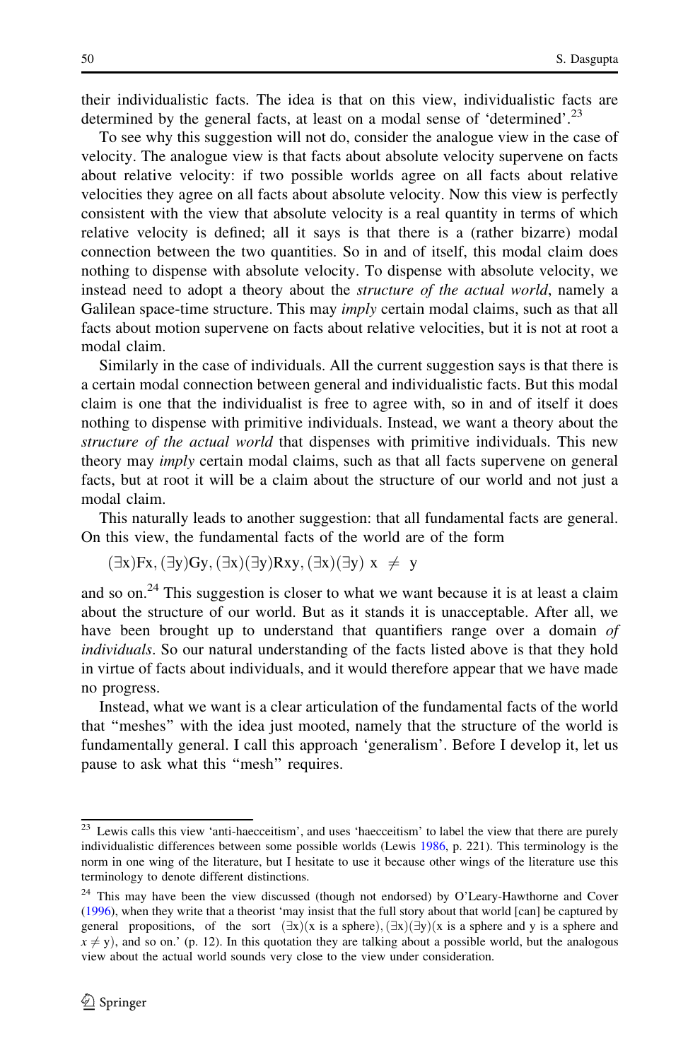their individualistic facts. The idea is that on this view, individualistic facts are determined by the general facts, at least on a modal sense of 'determined'.[23]

To see why this suggestion will not do, consider the analogue view in the case of velocity. The analogue view is that facts about absolute velocity supervene on facts about relative velocity: if two possible worlds agree on all facts about relative velocities they agree on all facts about absolute velocity. Now this view is perfectly consistent with the view that absolute velocity is a real quantity in terms of which relative velocity is defined; all it says is that there is a (rather bizarre) modal connection between the two quantities. So in and of itself, this modal claim does nothing to dispense with absolute velocity. To dispense with absolute velocity, we instead need to adopt a theory about the *structure of the actual world*, namely a Galilean space-time structure. This may *imply* certain modal claims, such as that all facts about motion supervene on facts about relative velocities, but it is not at root a modal claim.

Similarly in the case of individuals. All the current suggestion says is that there is a certain modal connection between general and individualistic facts. But this modal claim is one that the individualist is free to agree with, so in and of itself it does nothing to dispense with primitive individuals. Instead, we want a theory about the *structure of the actual world* that dispenses with primitive individuals. This new theory may *imply* certain modal claims, such as that all facts supervene on general facts, but at root it will be a claim about the structure of our world and not just a modal claim.

This naturally leads to another suggestion: that all fundamental facts are general. On this view, the fundamental facts of the world are of the form

$$(\exists x)Fx, (\exists y)Gy, (\exists x)(\exists y)Rxy, (\exists x)(\exists y)\ x \neq y$$

and so on.[24] This suggestion is closer to what we want because it is at least a claim about the structure of our world. But as it stands it is unacceptable. After all, we have been brought up to understand that quantifiers range over a domain *of individuals*. So our natural understanding of the facts listed above is that they hold in virtue of facts about individuals, and it would therefore appear that we have made no progress.

Instead, what we want is a clear articulation of the fundamental facts of the world that "meshes" with the idea just mooted, namely that the structure of the world is fundamentally general. I call this approach 'generalism'. Before I develop it, let us pause to ask what this "mesh" requires.

---

[23] Lewis calls this view 'anti-haecceitism', and uses 'haecceitism' to label the view that there are purely individualistic differences between some possible worlds (Lewis 1986, p. 221). This terminology is the norm in one wing of the literature, but I hesitate to use it because other wings of the literature use this terminology to denote different distinctions.

[24] This may have been the view discussed (though not endorsed) by O'Leary-Hawthorne and Cover (1996), when they write that a theorist 'may insist that the full story about that world [can] be captured by general propositions, of the sort $(\exists x)$(x is a sphere), $(\exists x)(\exists y)$(x is a sphere and y is a sphere and $x \neq y$), and so on.' (p. 12). In this quotation they are talking about a possible world, but the analogous view about the actual world sounds very close to the view under consideration.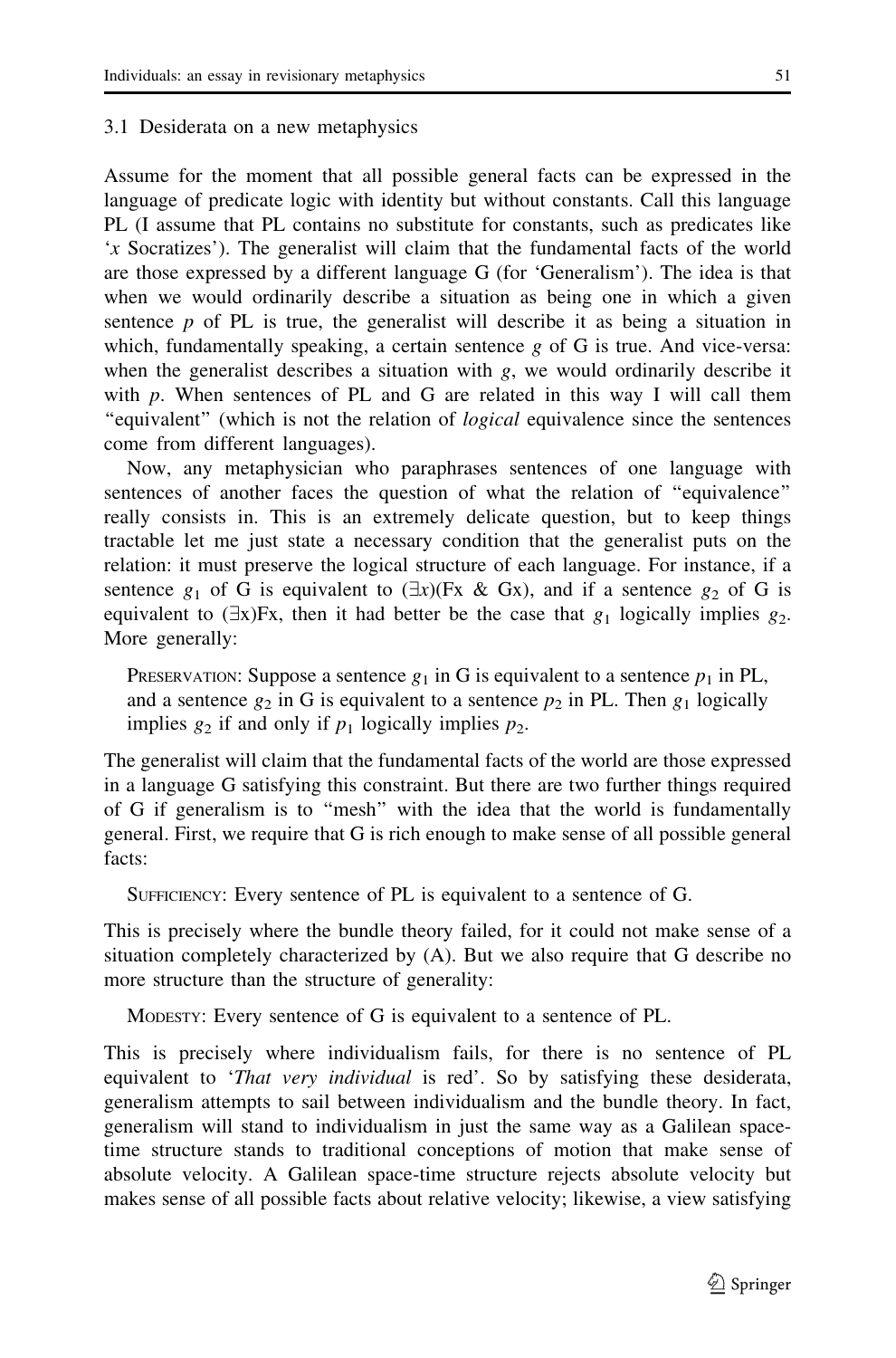### 3.1 Desiderata on a new metaphysics

Assume for the moment that all possible general facts can be expressed in the language of predicate logic with identity but without constants. Call this language PL (I assume that PL contains no substitute for constants, such as predicates like '*x* Socratizes'). The generalist will claim that the fundamental facts of the world are those expressed by a different language G (for 'Generalism'). The idea is that when we would ordinarily describe a situation as being one in which a given sentence *p* of PL is true, the generalist will describe it as being a situation in which, fundamentally speaking, a certain sentence *g* of G is true. And vice-versa: when the generalist describes a situation with *g*, we would ordinarily describe it with *p*. When sentences of PL and G are related in this way I will call them "equivalent" (which is not the relation of *logical* equivalence since the sentences come from different languages).

Now, any metaphysician who paraphrases sentences of one language with sentences of another faces the question of what the relation of "equivalence" really consists in. This is an extremely delicate question, but to keep things tractable let me just state a necessary condition that the generalist puts on the relation: it must preserve the logical structure of each language. For instance, if a sentence $g_1$ of G is equivalent to $(\exists x)(Fx \;\&\; Gx)$, and if a sentence $g_2$ of G is equivalent to $(\exists x)Fx$, then it had better be the case that $g_1$ logically implies $g_2$. More generally:

> Preservation: Suppose a sentence $g_1$ in G is equivalent to a sentence $p_1$ in PL, and a sentence $g_2$ in G is equivalent to a sentence $p_2$ in PL. Then $g_1$ logically implies $g_2$ if and only if $p_1$ logically implies $p_2$.

The generalist will claim that the fundamental facts of the world are those expressed in a language G satisfying this constraint. But there are two further things required of G if generalism is to "mesh" with the idea that the world is fundamentally general. First, we require that G is rich enough to make sense of all possible general facts:

> Sufficiency: Every sentence of PL is equivalent to a sentence of G.

This is precisely where the bundle theory failed, for it could not make sense of a situation completely characterized by (A). But we also require that G describe no more structure than the structure of generality:

> Modesty: Every sentence of G is equivalent to a sentence of PL.

This is precisely where individualism fails, for there is no sentence of PL equivalent to '*That very individual* is red'. So by satisfying these desiderata, generalism attempts to sail between individualism and the bundle theory. In fact, generalism will stand to individualism in just the same way as a Galilean space-time structure stands to traditional conceptions of motion that make sense of absolute velocity. A Galilean space-time structure rejects absolute velocity but makes sense of all possible facts about relative velocity; likewise, a view satisfying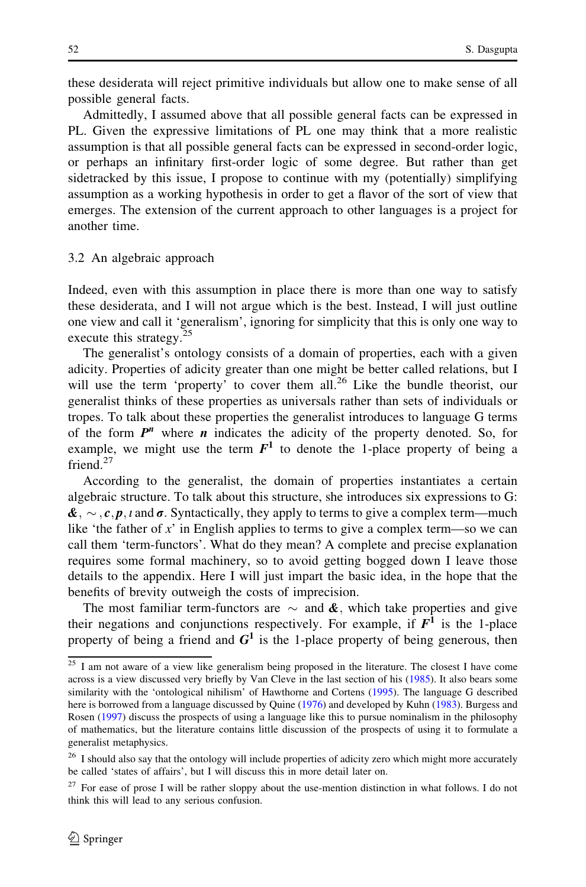these desiderata will reject primitive individuals but allow one to make sense of all possible general facts.

Admittedly, I assumed above that all possible general facts can be expressed in PL. Given the expressive limitations of PL one may think that a more realistic assumption is that all possible general facts can be expressed in second-order logic, or perhaps an infinitary first-order logic of some degree. But rather than get sidetracked by this issue, I propose to continue with my (potentially) simplifying assumption as a working hypothesis in order to get a flavor of the sort of view that emerges. The extension of the current approach to other languages is a project for another time.

### 3.2 An algebraic approach

Indeed, even with this assumption in place there is more than one way to satisfy these desiderata, and I will not argue which is the best. Instead, I will just outline one view and call it 'generalism', ignoring for simplicity that this is only one way to execute this strategy.[25]

The generalist's ontology consists of a domain of properties, each with a given adicity. Properties of adicity greater than one might be better called relations, but I will use the term 'property' to cover them all.[26] Like the bundle theorist, our generalist thinks of these properties as universals rather than sets of individuals or tropes. To talk about these properties the generalist introduces to language G terms of the form $\boldsymbol{P^n}$ where $\boldsymbol{n}$ indicates the adicity of the property denoted. So, for example, we might use the term $\boldsymbol{F^1}$ to denote the 1-place property of being a friend.[27]

According to the generalist, the domain of properties instantiates a certain algebraic structure. To talk about this structure, she introduces six expressions to G: $\boldsymbol{\&}, \sim, \boldsymbol{c}, \boldsymbol{p}, \iota$ and $\boldsymbol{\sigma}$. Syntactically, they apply to terms to give a complex term—much like 'the father of *x*' in English applies to terms to give a complex term—so we can call them 'term-functors'. What do they mean? A complete and precise explanation requires some formal machinery, so to avoid getting bogged down I leave those details to the appendix. Here I will just impart the basic idea, in the hope that the benefits of brevity outweigh the costs of imprecision.

The most familiar term-functors are $\sim$ and $\boldsymbol{\&}$, which take properties and give their negations and conjunctions respectively. For example, if $\boldsymbol{F^1}$ is the 1-place property of being a friend and $\boldsymbol{G^1}$ is the 1-place property of being generous, then

---

[25] I am not aware of a view like generalism being proposed in the literature. The closest I have come across is a view discussed very briefly by Van Cleve in the last section of his (1985). It also bears some similarity with the 'ontological nihilism' of Hawthorne and Cortens (1995). The language G described here is borrowed from a language discussed by Quine (1976) and developed by Kuhn (1983). Burgess and Rosen (1997) discuss the prospects of using a language like this to pursue nominalism in the philosophy of mathematics, but the literature contains little discussion of the prospects of using it to formulate a generalist metaphysics.

[26] I should also say that the ontology will include properties of adicity zero which might more accurately be called 'states of affairs', but I will discuss this in more detail later on.

[27] For ease of prose I will be rather sloppy about the use-mention distinction in what follows. I do not think this will lead to any serious confusion.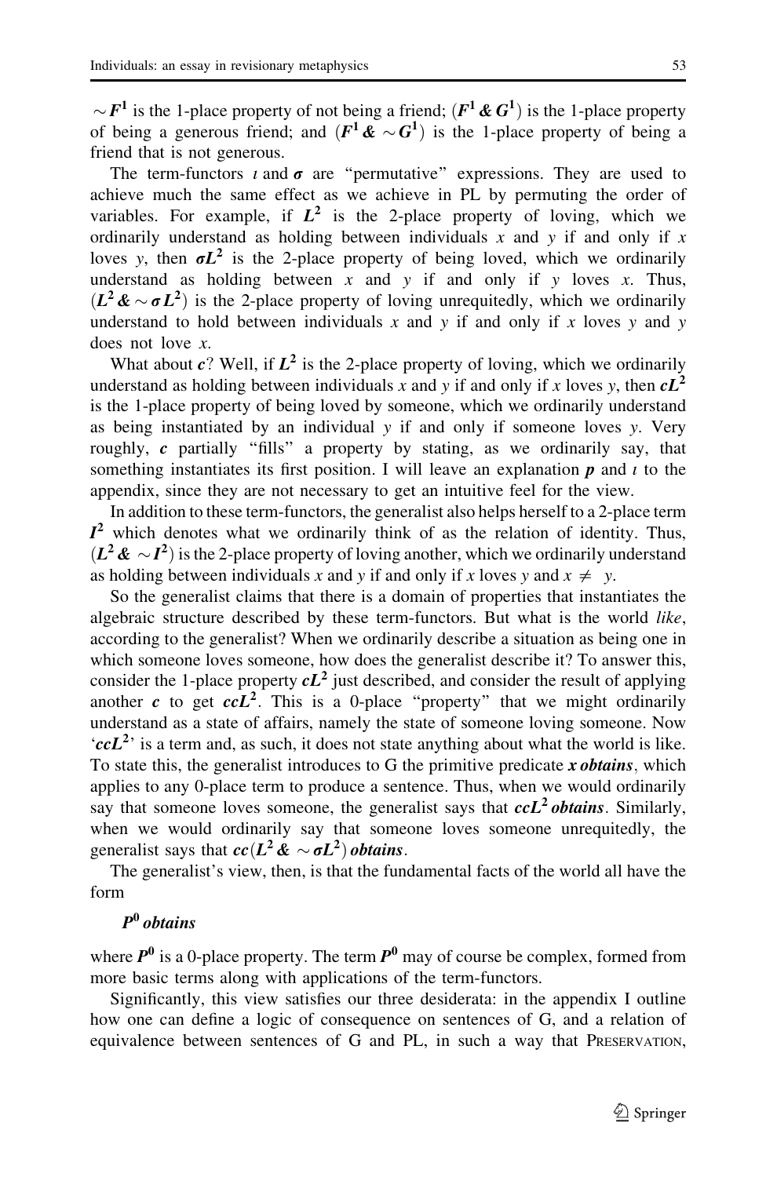$\sim \boldsymbol{F}^{1}$ is the 1-place property of not being a friend; $(\boldsymbol{F}^{1}\,\boldsymbol{\&}\,\boldsymbol{G}^{1})$ is the 1-place property of being a generous friend; and $(\boldsymbol{F}^{1}\,\boldsymbol{\&} \sim \boldsymbol{G}^{1})$ is the 1-place property of being a friend that is not generous.

The term-functors $\iota$ and $\boldsymbol{\sigma}$ are "permutative" expressions. They are used to achieve much the same effect as we achieve in PL by permuting the order of variables. For example, if $\boldsymbol{L}^{2}$ is the 2-place property of loving, which we ordinarily understand as holding between individuals *x* and *y* if and only if *x* loves *y*, then $\boldsymbol{\sigma L}^{2}$ is the 2-place property of being loved, which we ordinarily understand as holding between *x* and *y* if and only if *y* loves *x*. Thus, $(\boldsymbol{L}^{2}\,\boldsymbol{\&} \sim \boldsymbol{\sigma L}^{2})$ is the 2-place property of loving unrequitedly, which we ordinarily understand to hold between individuals *x* and *y* if and only if *x* loves *y* and *y* does not love *x*.

What about $\boldsymbol{c}$? Well, if $\boldsymbol{L}^{2}$ is the 2-place property of loving, which we ordinarily understand as holding between individuals *x* and *y* if and only if *x* loves *y*, then $\boldsymbol{cL}^{2}$ is the 1-place property of being loved by someone, which we ordinarily understand as being instantiated by an individual *y* if and only if someone loves *y*. Very roughly, $\boldsymbol{c}$ partially "fills" a property by stating, as we ordinarily say, that something instantiates its first position. I will leave an explanation $\boldsymbol{p}$ and $\iota$ to the appendix, since they are not necessary to get an intuitive feel for the view.

In addition to these term-functors, the generalist also helps herself to a 2-place term $\boldsymbol{I}^{2}$ which denotes what we ordinarily think of as the relation of identity. Thus, $(\boldsymbol{L}^{2}\,\boldsymbol{\&} \sim \boldsymbol{I}^{2})$ is the 2-place property of loving another, which we ordinarily understand as holding between individuals *x* and *y* if and only if *x* loves *y* and $x \neq y$.

So the generalist claims that there is a domain of properties that instantiates the algebraic structure described by these term-functors. But what is the world *like*, according to the generalist? When we ordinarily describe a situation as being one in which someone loves someone, how does the generalist describe it? To answer this, consider the 1-place property $\boldsymbol{cL}^{2}$ just described, and consider the result of applying another $\boldsymbol{c}$ to get $\boldsymbol{ccL}^{2}$. This is a 0-place "property" that we might ordinarily understand as a state of affairs, namely the state of someone loving someone. Now '$\boldsymbol{ccL}^{2}$' is a term and, as such, it does not state anything about what the world is like. To state this, the generalist introduces to G the primitive predicate ***x obtains***, which applies to any 0-place term to produce a sentence. Thus, when we would ordinarily say that someone loves someone, the generalist says that $\boldsymbol{ccL}^{2}$ ***obtains***. Similarly, when we would ordinarily say that someone loves someone unrequitedly, the generalist says that $\boldsymbol{cc}(\boldsymbol{L}^{2}\,\boldsymbol{\&} \sim \boldsymbol{\sigma L}^{2})$ ***obtains***.

The generalist's view, then, is that the fundamental facts of the world all have the form

$\boldsymbol{P}^{0}$ ***obtains***

where $\boldsymbol{P}^{0}$ is a 0-place property. The term $\boldsymbol{P}^{0}$ may of course be complex, formed from more basic terms along with applications of the term-functors.

Significantly, this view satisfies our three desiderata: in the appendix I outline how one can define a logic of consequence on sentences of G, and a relation of equivalence between sentences of G and PL, in such a way that PRESERVATION,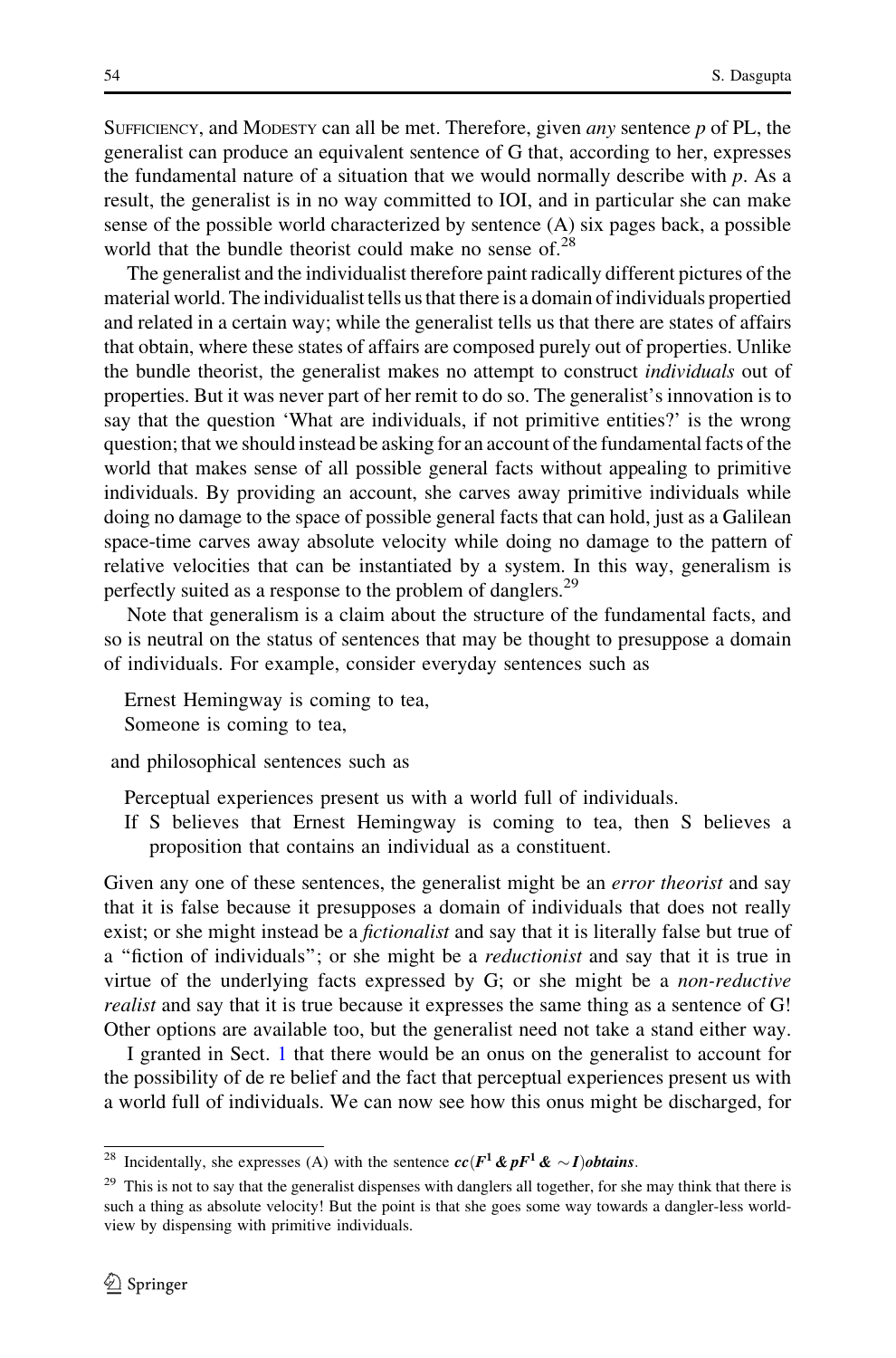Sufficiency, and Modesty can all be met. Therefore, given *any* sentence *p* of PL, the generalist can produce an equivalent sentence of G that, according to her, expresses the fundamental nature of a situation that we would normally describe with *p*. As a result, the generalist is in no way committed to IOI, and in particular she can make sense of the possible world characterized by sentence (A) six pages back, a possible world that the bundle theorist could make no sense of.[28]

The generalist and the individualist therefore paint radically different pictures of the material world. The individualist tells us that there is a domain of individuals propertied and related in a certain way; while the generalist tells us that there are states of affairs that obtain, where these states of affairs are composed purely out of properties. Unlike the bundle theorist, the generalist makes no attempt to construct *individuals* out of properties. But it was never part of her remit to do so. The generalist's innovation is to say that the question 'What are individuals, if not primitive entities?' is the wrong question; that we should instead be asking for an account of the fundamental facts of the world that makes sense of all possible general facts without appealing to primitive individuals. By providing an account, she carves away primitive individuals while doing no damage to the space of possible general facts that can hold, just as a Galilean space-time carves away absolute velocity while doing no damage to the pattern of relative velocities that can be instantiated by a system. In this way, generalism is perfectly suited as a response to the problem of danglers.[29]

Note that generalism is a claim about the structure of the fundamental facts, and so is neutral on the status of sentences that may be thought to presuppose a domain of individuals. For example, consider everyday sentences such as

Ernest Hemingway is coming to tea,
Someone is coming to tea,

and philosophical sentences such as

Perceptual experiences present us with a world full of individuals.
If S believes that Ernest Hemingway is coming to tea, then S believes a proposition that contains an individual as a constituent.

Given any one of these sentences, the generalist might be an *error theorist* and say that it is false because it presupposes a domain of individuals that does not really exist; or she might instead be a *fictionalist* and say that it is literally false but true of a "fiction of individuals"; or she might be a *reductionist* and say that it is true in virtue of the underlying facts expressed by G; or she might be a *non-reductive realist* and say that it is true because it expresses the same thing as a sentence of G! Other options are available too, but the generalist need not take a stand either way.

I granted in Sect. 1 that there would be an onus on the generalist to account for the possibility of de re belief and the fact that perceptual experiences present us with a world full of individuals. We can now see how this onus might be discharged, for

[28] Incidentally, she expresses (A) with the sentence $\boldsymbol{cc(F^1 \,\&\, pF^1 \,\&\, {\sim}I)obtains}$.

[29] This is not to say that the generalist dispenses with danglers all together, for she may think that there is such a thing as absolute velocity! But the point is that she goes some way towards a dangler-less world-view by dispensing with primitive individuals.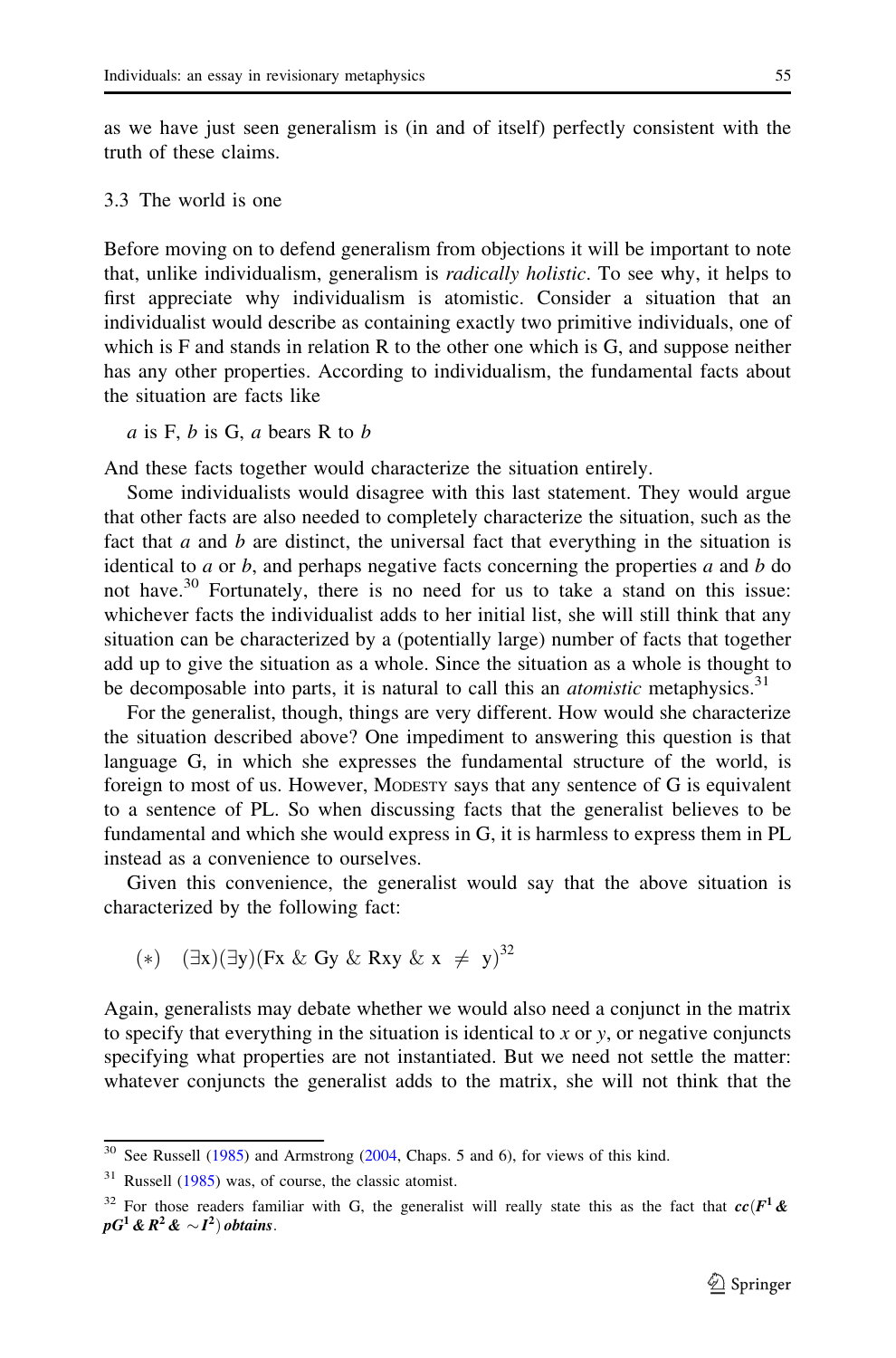as we have just seen generalism is (in and of itself) perfectly consistent with the truth of these claims.

### 3.3 The world is one

Before moving on to defend generalism from objections it will be important to note that, unlike individualism, generalism is *radically holistic*. To see why, it helps to first appreciate why individualism is atomistic. Consider a situation that an individualist would describe as containing exactly two primitive individuals, one of which is F and stands in relation R to the other one which is G, and suppose neither has any other properties. According to individualism, the fundamental facts about the situation are facts like

*a* is F, *b* is G, *a* bears R to *b*

And these facts together would characterize the situation entirely.

Some individualists would disagree with this last statement. They would argue that other facts are also needed to completely characterize the situation, such as the fact that *a* and *b* are distinct, the universal fact that everything in the situation is identical to *a* or *b*, and perhaps negative facts concerning the properties *a* and *b* do not have.[30] Fortunately, there is no need for us to take a stand on this issue: whichever facts the individualist adds to her initial list, she will still think that any situation can be characterized by a (potentially large) number of facts that together add up to give the situation as a whole. Since the situation as a whole is thought to be decomposable into parts, it is natural to call this an *atomistic* metaphysics.[31]

For the generalist, though, things are very different. How would she characterize the situation described above? One impediment to answering this question is that language G, in which she expresses the fundamental structure of the world, is foreign to most of us. However, Modesty says that any sentence of G is equivalent to a sentence of PL. So when discussing facts that the generalist believes to be fundamental and which she would express in G, it is harmless to express them in PL instead as a convenience to ourselves.

Given this convenience, the generalist would say that the above situation is characterized by the following fact:

$$(*) \quad (\exists x)(\exists y)(Fx \,\&\, Gy \,\&\, Rxy \,\&\, x \neq y)$$ [32]

Again, generalists may debate whether we would also need a conjunct in the matrix to specify that everything in the situation is identical to *x* or *y*, or negative conjuncts specifying what properties are not instantiated. But we need not settle the matter: whatever conjuncts the generalist adds to the matrix, she will not think that the

---

[30] See Russell (1985) and Armstrong (2004, Chaps. 5 and 6), for views of this kind.

[31] Russell (1985) was, of course, the classic atomist.

[32] For those readers familiar with G, the generalist will really state this as the fact that $\boldsymbol{cc(F^1 \,\&\, pG^1 \,\&\, R^2 \,\&\, \sim I^2)}$ ***obtains***.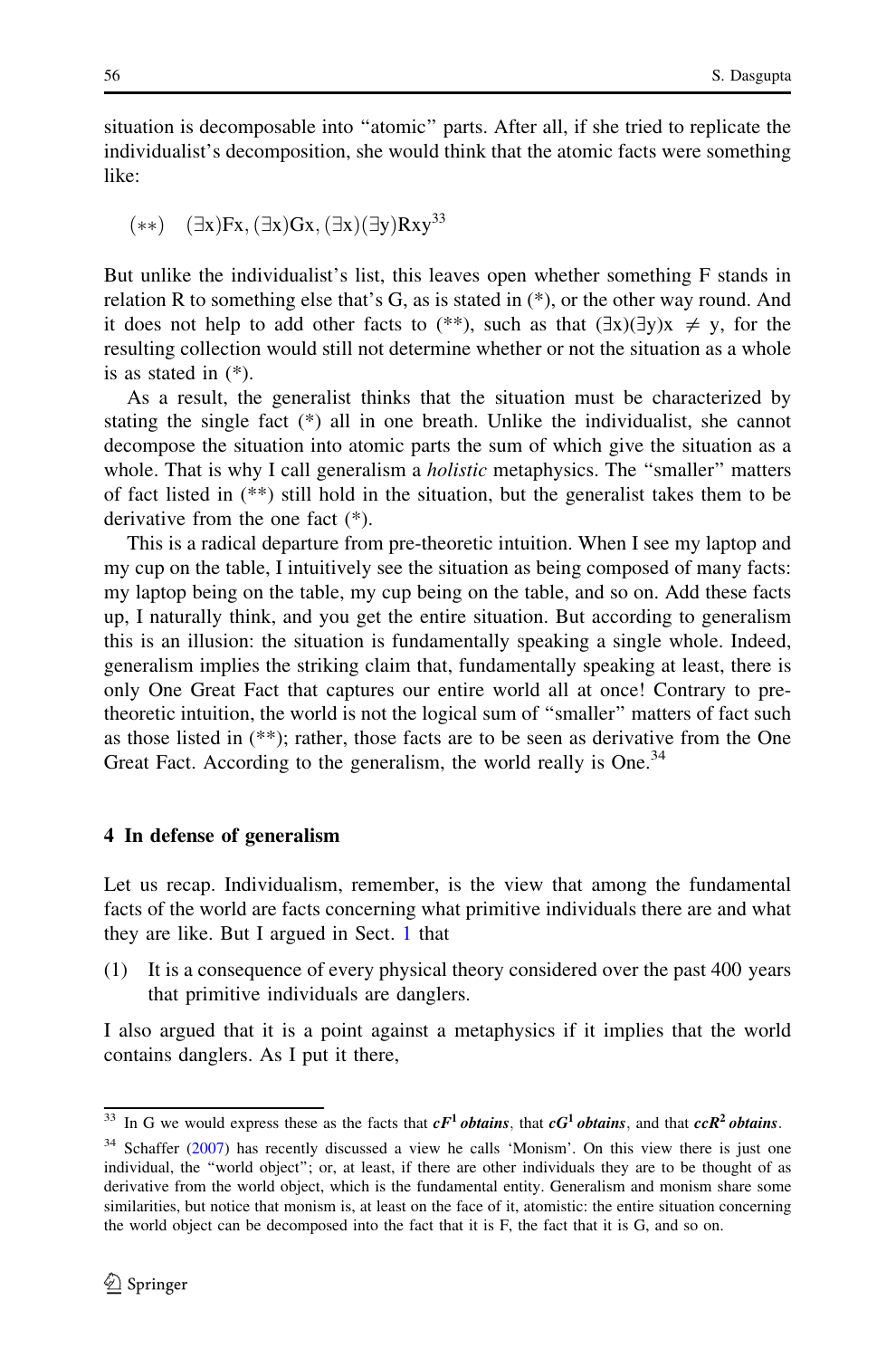situation is decomposable into "atomic" parts. After all, if she tried to replicate the individualist's decomposition, she would think that the atomic facts were something like:

(**) $(\exists x)Fx, (\exists x)Gx, (\exists x)(\exists y)Rxy$[33]

But unlike the individualist's list, this leaves open whether something F stands in relation R to something else that's G, as is stated in (*), or the other way round. And it does not help to add other facts to (**), such as that $(\exists x)(\exists y)x \neq y$, for the resulting collection would still not determine whether or not the situation as a whole is as stated in (*).

As a result, the generalist thinks that the situation must be characterized by stating the single fact (*) all in one breath. Unlike the individualist, she cannot decompose the situation into atomic parts the sum of which give the situation as a whole. That is why I call generalism a *holistic* metaphysics. The "smaller" matters of fact listed in (**) still hold in the situation, but the generalist takes them to be derivative from the one fact (*).

This is a radical departure from pre-theoretic intuition. When I see my laptop and my cup on the table, I intuitively see the situation as being composed of many facts: my laptop being on the table, my cup being on the table, and so on. Add these facts up, I naturally think, and you get the entire situation. But according to generalism this is an illusion: the situation is fundamentally speaking a single whole. Indeed, generalism implies the striking claim that, fundamentally speaking at least, there is only One Great Fact that captures our entire world all at once! Contrary to pre-theoretic intuition, the world is not the logical sum of "smaller" matters of fact such as those listed in (**); rather, those facts are to be seen as derivative from the One Great Fact. According to the generalism, the world really is One.[34]

## 4 In defense of generalism

Let us recap. Individualism, remember, is the view that among the fundamental facts of the world are facts concerning what primitive individuals there are and what they are like. But I argued in Sect. 1 that

(1) It is a consequence of every physical theory considered over the past 400 years that primitive individuals are danglers.

I also argued that it is a point against a metaphysics if it implies that the world contains danglers. As I put it there,

---

[33] In G we would express these as the facts that ***$cF^1$ obtains***, that ***$cG^1$ obtains***, and that ***$ccR^2$ obtains***.

[34] Schaffer (2007) has recently discussed a view he calls 'Monism'. On this view there is just one individual, the "world object"; or, at least, if there are other individuals they are to be thought of as derivative from the world object, which is the fundamental entity. Generalism and monism share some similarities, but notice that monism is, at least on the face of it, atomistic: the entire situation concerning the world object can be decomposed into the fact that it is F, the fact that it is G, and so on.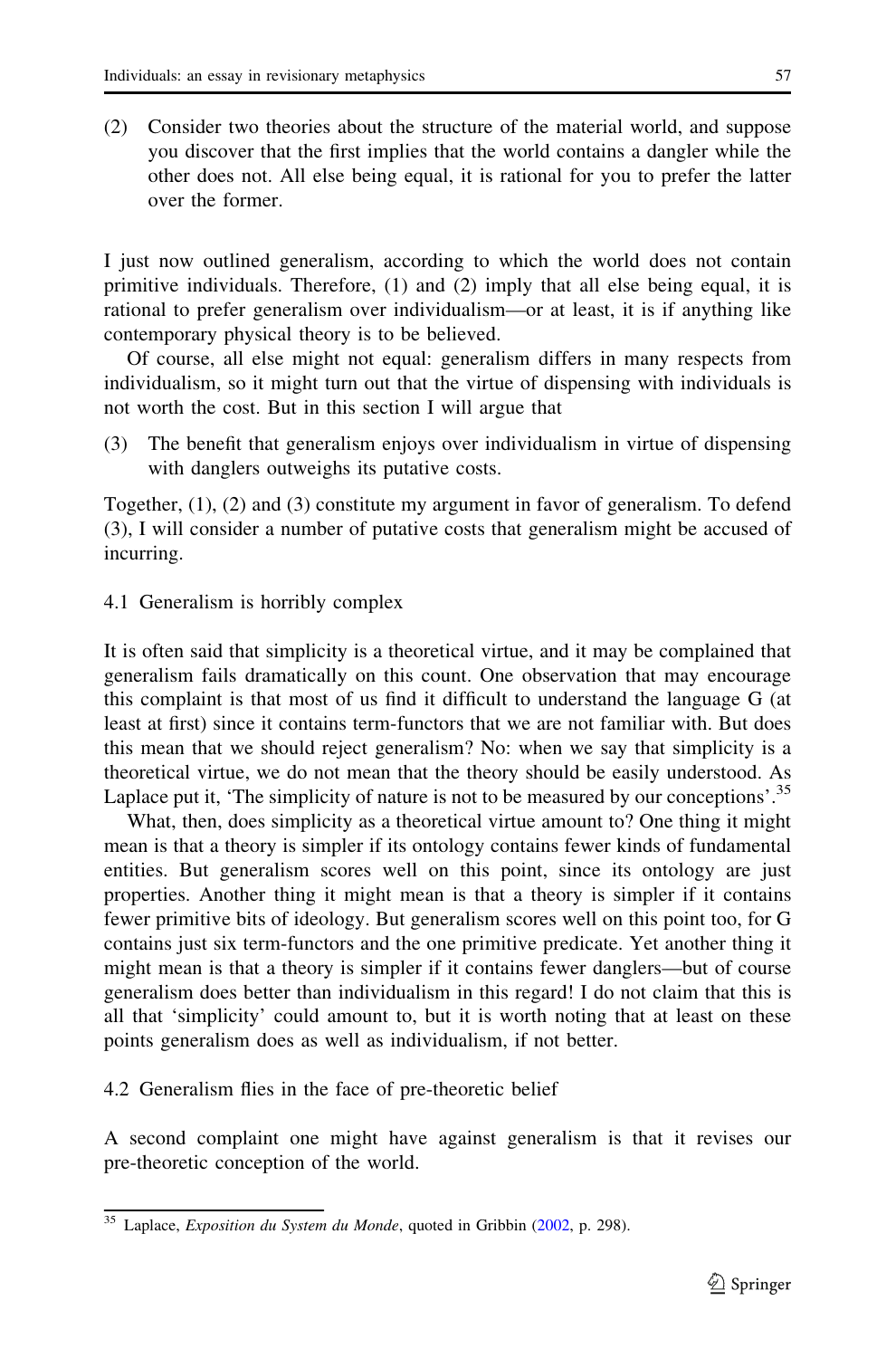(2) Consider two theories about the structure of the material world, and suppose you discover that the first implies that the world contains a dangler while the other does not. All else being equal, it is rational for you to prefer the latter over the former.

I just now outlined generalism, according to which the world does not contain primitive individuals. Therefore, (1) and (2) imply that all else being equal, it is rational to prefer generalism over individualism—or at least, it is if anything like contemporary physical theory is to be believed.

Of course, all else might not equal: generalism differs in many respects from individualism, so it might turn out that the virtue of dispensing with individuals is not worth the cost. But in this section I will argue that

(3) The benefit that generalism enjoys over individualism in virtue of dispensing with danglers outweighs its putative costs.

Together, (1), (2) and (3) constitute my argument in favor of generalism. To defend (3), I will consider a number of putative costs that generalism might be accused of incurring.

### 4.1 Generalism is horribly complex

It is often said that simplicity is a theoretical virtue, and it may be complained that generalism fails dramatically on this count. One observation that may encourage this complaint is that most of us find it difficult to understand the language G (at least at first) since it contains term-functors that we are not familiar with. But does this mean that we should reject generalism? No: when we say that simplicity is a theoretical virtue, we do not mean that the theory should be easily understood. As Laplace put it, 'The simplicity of nature is not to be measured by our conceptions'.[35]

What, then, does simplicity as a theoretical virtue amount to? One thing it might mean is that a theory is simpler if its ontology contains fewer kinds of fundamental entities. But generalism scores well on this point, since its ontology are just properties. Another thing it might mean is that a theory is simpler if it contains fewer primitive bits of ideology. But generalism scores well on this point too, for G contains just six term-functors and the one primitive predicate. Yet another thing it might mean is that a theory is simpler if it contains fewer danglers—but of course generalism does better than individualism in this regard! I do not claim that this is all that 'simplicity' could amount to, but it is worth noting that at least on these points generalism does as well as individualism, if not better.

### 4.2 Generalism flies in the face of pre-theoretic belief

A second complaint one might have against generalism is that it revises our pre-theoretic conception of the world.

[35] Laplace, *Exposition du System du Monde*, quoted in Gribbin (2002, p. 298).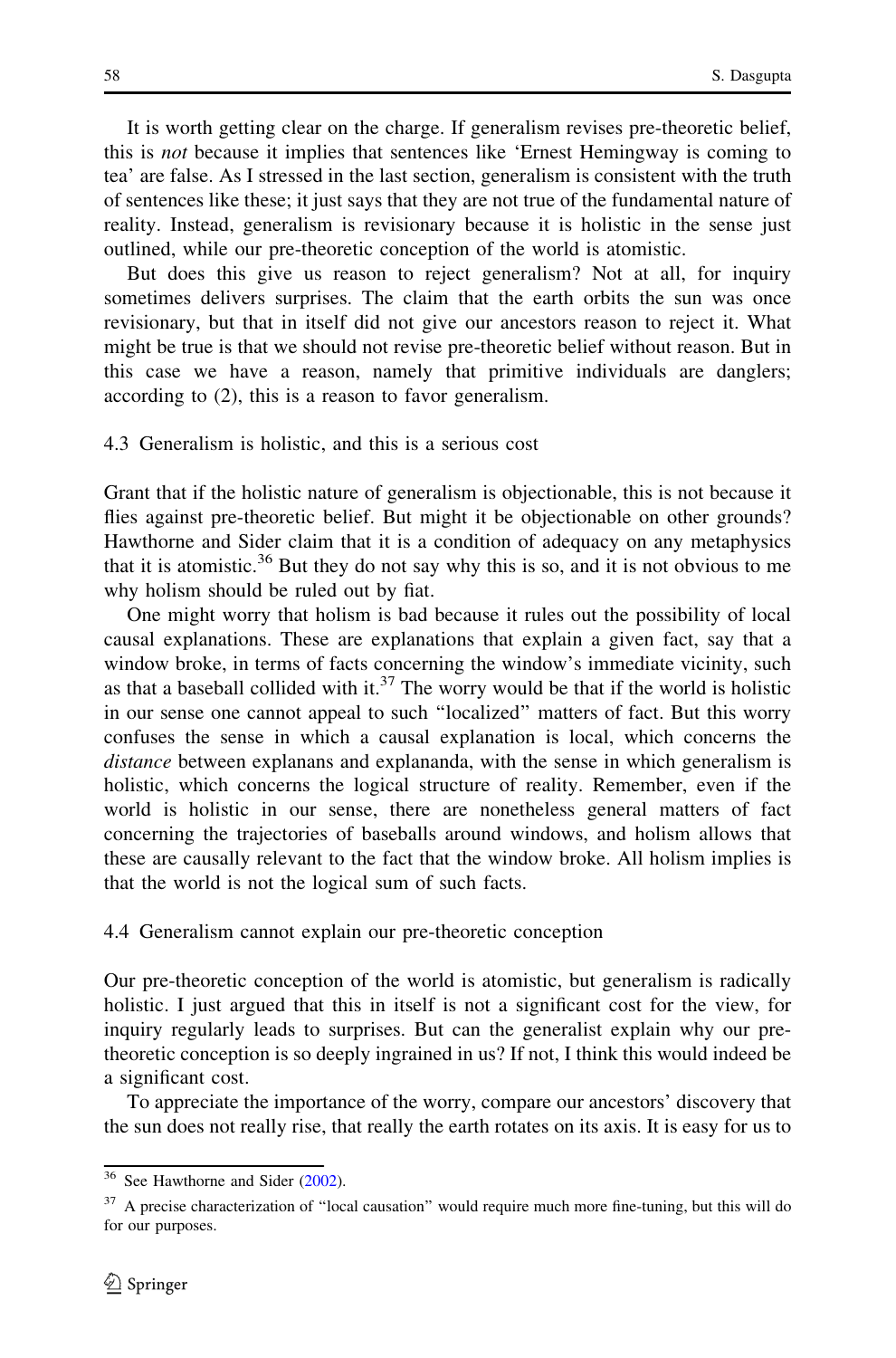It is worth getting clear on the charge. If generalism revises pre-theoretic belief, this is *not* because it implies that sentences like 'Ernest Hemingway is coming to tea' are false. As I stressed in the last section, generalism is consistent with the truth of sentences like these; it just says that they are not true of the fundamental nature of reality. Instead, generalism is revisionary because it is holistic in the sense just outlined, while our pre-theoretic conception of the world is atomistic.

But does this give us reason to reject generalism? Not at all, for inquiry sometimes delivers surprises. The claim that the earth orbits the sun was once revisionary, but that in itself did not give our ancestors reason to reject it. What might be true is that we should not revise pre-theoretic belief without reason. But in this case we have a reason, namely that primitive individuals are danglers; according to (2), this is a reason to favor generalism.

### 4.3 Generalism is holistic, and this is a serious cost

Grant that if the holistic nature of generalism is objectionable, this is not because it flies against pre-theoretic belief. But might it be objectionable on other grounds? Hawthorne and Sider claim that it is a condition of adequacy on any metaphysics that it is atomistic.[36] But they do not say why this is so, and it is not obvious to me why holism should be ruled out by fiat.

One might worry that holism is bad because it rules out the possibility of local causal explanations. These are explanations that explain a given fact, say that a window broke, in terms of facts concerning the window's immediate vicinity, such as that a baseball collided with it.[37] The worry would be that if the world is holistic in our sense one cannot appeal to such "localized" matters of fact. But this worry confuses the sense in which a causal explanation is local, which concerns the *distance* between explanans and explananda, with the sense in which generalism is holistic, which concerns the logical structure of reality. Remember, even if the world is holistic in our sense, there are nonetheless general matters of fact concerning the trajectories of baseballs around windows, and holism allows that these are causally relevant to the fact that the window broke. All holism implies is that the world is not the logical sum of such facts.

### 4.4 Generalism cannot explain our pre-theoretic conception

Our pre-theoretic conception of the world is atomistic, but generalism is radically holistic. I just argued that this in itself is not a significant cost for the view, for inquiry regularly leads to surprises. But can the generalist explain why our pre-theoretic conception is so deeply ingrained in us? If not, I think this would indeed be a significant cost.

To appreciate the importance of the worry, compare our ancestors' discovery that the sun does not really rise, that really the earth rotates on its axis. It is easy for us to

---

[36] See Hawthorne and Sider (2002).

[37] A precise characterization of "local causation" would require much more fine-tuning, but this will do for our purposes.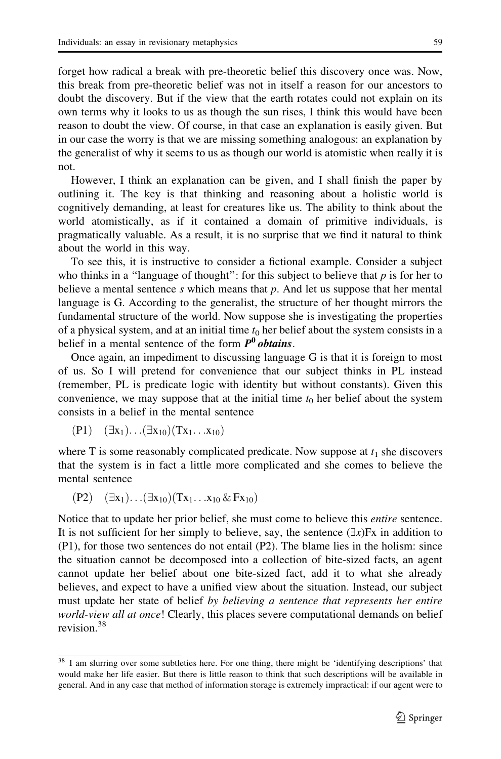forget how radical a break with pre-theoretic belief this discovery once was. Now, this break from pre-theoretic belief was not in itself a reason for our ancestors to doubt the discovery. But if the view that the earth rotates could not explain on its own terms why it looks to us as though the sun rises, I think this would have been reason to doubt the view. Of course, in that case an explanation is easily given. But in our case the worry is that we are missing something analogous: an explanation by the generalist of why it seems to us as though our world is atomistic when really it is not.

However, I think an explanation can be given, and I shall finish the paper by outlining it. The key is that thinking and reasoning about a holistic world is cognitively demanding, at least for creatures like us. The ability to think about the world atomistically, as if it contained a domain of primitive individuals, is pragmatically valuable. As a result, it is no surprise that we find it natural to think about the world in this way.

To see this, it is instructive to consider a fictional example. Consider a subject who thinks in a "language of thought": for this subject to believe that *p* is for her to believe a mental sentence *s* which means that *p*. And let us suppose that her mental language is G. According to the generalist, the structure of her thought mirrors the fundamental structure of the world. Now suppose she is investigating the properties of a physical system, and at an initial time $t_0$ her belief about the system consists in a belief in a mental sentence of the form ***$P^0$ obtains***.

Once again, an impediment to discussing language G is that it is foreign to most of us. So I will pretend for convenience that our subject thinks in PL instead (remember, PL is predicate logic with identity but without constants). Given this convenience, we may suppose that at the initial time $t_0$ her belief about the system consists in a belief in the mental sentence

(P1) $(\exists x_1)\ldots(\exists x_{10})(Tx_1\ldots x_{10})$

where T is some reasonably complicated predicate. Now suppose at $t_1$ she discovers that the system is in fact a little more complicated and she comes to believe the mental sentence

(P2) $(\exists x_1)\ldots(\exists x_{10})(Tx_1\ldots x_{10}\ \&\ Fx_{10})$

Notice that to update her prior belief, she must come to believe this *entire* sentence. It is not sufficient for her simply to believe, say, the sentence $(\exists x)$Fx in addition to (P1), for those two sentences do not entail (P2). The blame lies in the holism: since the situation cannot be decomposed into a collection of bite-sized facts, an agent cannot update her belief about one bite-sized fact, add it to what she already believes, and expect to have a unified view about the situation. Instead, our subject must update her state of belief *by believing a sentence that represents her entire world-view all at once*! Clearly, this places severe computational demands on belief revision.[38]

[38] I am slurring over some subtleties here. For one thing, there might be 'identifying descriptions' that would make her life easier. But there is little reason to think that such descriptions will be available in general. And in any case that method of information storage is extremely impractical: if our agent were to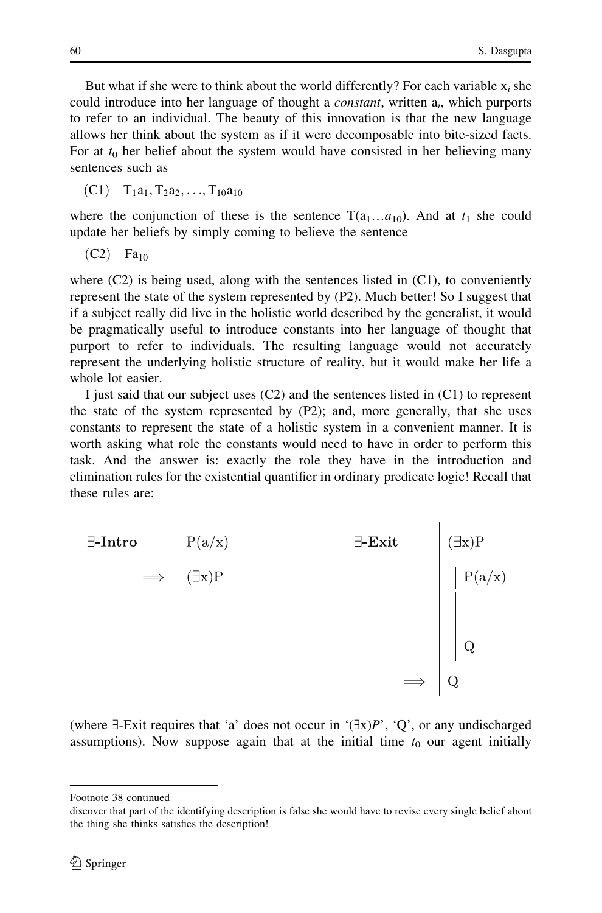But what if she were to think about the world differently? For each variable $x_i$ she could introduce into her language of thought a *constant*, written $a_i$, which purports to refer to an individual. The beauty of this innovation is that the new language allows her think about the system as if it were decomposable into bite-sized facts. For at $t_0$ her belief about the system would have consisted in her believing many sentences such as

(C1) $T_1a_1, T_2a_2, \ldots, T_{10}a_{10}$

where the conjunction of these is the sentence $T(a_1 \ldots a_{10})$. And at $t_1$ she could update her beliefs by simply coming to believe the sentence

(C2) $Fa_{10}$

where (C2) is being used, along with the sentences listed in (C1), to conveniently represent the state of the system represented by (P2). Much better! So I suggest that if a subject really did live in the holistic world described by the generalist, it would be pragmatically useful to introduce constants into her language of thought that purport to refer to individuals. The resulting language would not accurately represent the underlying holistic structure of reality, but it would make her life a whole lot easier.

I just said that our subject uses (C2) and the sentences listed in (C1) to represent the state of the system represented by (P2); and, more generally, that she uses constants to represent the state of a holistic system in a convenient manner. It is worth asking what role the constants would need to have in order to perform this task. And the answer is: exactly the role they have in the introduction and elimination rules for the existential quantifier in ordinary predicate logic! Recall that these rules are:

**∃-Intro**

| P(a/x)
$\Longrightarrow$ | (∃x)P

**∃-Exit**

| (∃x)P
| | P(a/x)
| | ―――
| | Q
$\Longrightarrow$ | Q

(where ∃-Exit requires that 'a' does not occur in '(∃x)*P*', 'Q', or any undischarged assumptions). Now suppose again that at the initial time $t_0$ our agent initially

---

Footnote 38 continued

discover that part of the identifying description is false she would have to revise every single belief about the thing she thinks satisfies the description!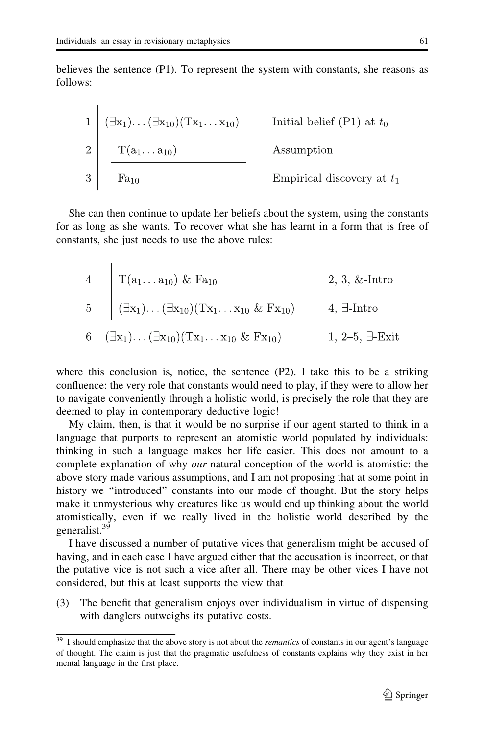believes the sentence (P1). To represent the system with constants, she reasons as follows:

| | | |
|---|---|---|
| 1 | $(\exists x_1)\ldots(\exists x_{10})(Tx_1\ldots x_{10})$ | Initial belief (P1) at $t_0$ |
| 2 | $T(a_1\ldots a_{10})$ | Assumption |
| 3 | $Fa_{10}$ | Empirical discovery at $t_1$ |

She can then continue to update her beliefs about the system, using the constants for as long as she wants. To recover what she has learnt in a form that is free of constants, she just needs to use the above rules:

| | | |
|---|---|---|
| 4 | $T(a_1\ldots a_{10})$ & $Fa_{10}$ | 2, 3, &-Intro |
| 5 | $(\exists x_1)\ldots(\exists x_{10})(Tx_1\ldots x_{10}$ & $Fx_{10})$ | 4, $\exists$-Intro |
| 6 | $(\exists x_1)\ldots(\exists x_{10})(Tx_1\ldots x_{10}$ & $Fx_{10})$ | 1, 2–5, $\exists$-Exit |

where this conclusion is, notice, the sentence (P2). I take this to be a striking confluence: the very role that constants would need to play, if they were to allow her to navigate conveniently through a holistic world, is precisely the role that they are deemed to play in contemporary deductive logic!

My claim, then, is that it would be no surprise if our agent started to think in a language that purports to represent an atomistic world populated by individuals: thinking in such a language makes her life easier. This does not amount to a complete explanation of why *our* natural conception of the world is atomistic: the above story made various assumptions, and I am not proposing that at some point in history we "introduced" constants into our mode of thought. But the story helps make it unmysterious why creatures like us would end up thinking about the world atomistically, even if we really lived in the holistic world described by the generalist.[39]

I have discussed a number of putative vices that generalism might be accused of having, and in each case I have argued either that the accusation is incorrect, or that the putative vice is not such a vice after all. There may be other vices I have not considered, but this at least supports the view that

(3) The benefit that generalism enjoys over individualism in virtue of dispensing with danglers outweighs its putative costs.

---

[39] I should emphasize that the above story is not about the *semantics* of constants in our agent's language of thought. The claim is just that the pragmatic usefulness of constants explains why they exist in her mental language in the first place.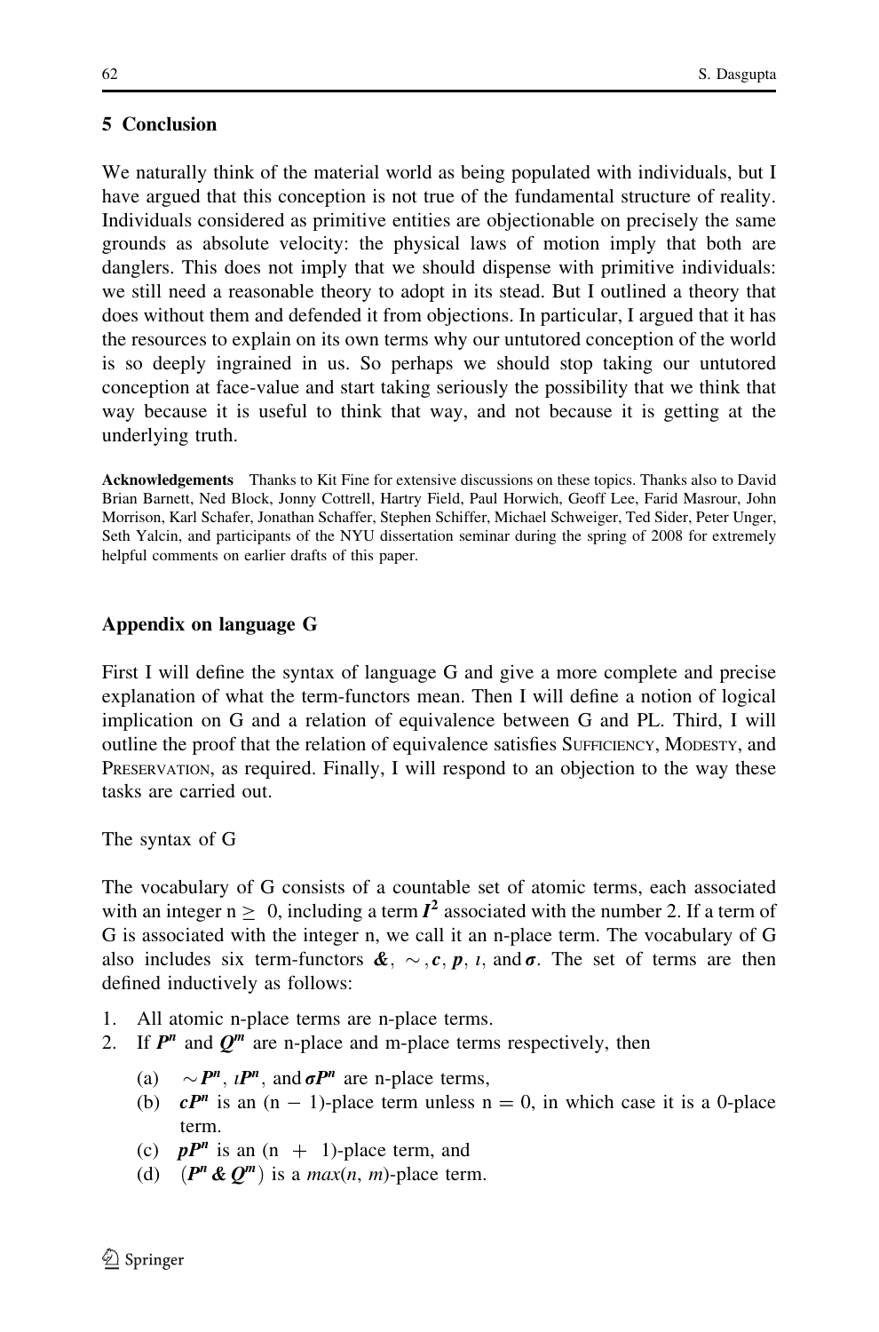## 5 Conclusion

We naturally think of the material world as being populated with individuals, but I have argued that this conception is not true of the fundamental structure of reality. Individuals considered as primitive entities are objectionable on precisely the same grounds as absolute velocity: the physical laws of motion imply that both are danglers. This does not imply that we should dispense with primitive individuals: we still need a reasonable theory to adopt in its stead. But I outlined a theory that does without them and defended it from objections. In particular, I argued that it has the resources to explain on its own terms why our untutored conception of the world is so deeply ingrained in us. So perhaps we should stop taking our untutored conception at face-value and start taking seriously the possibility that we think that way because it is useful to think that way, and not because it is getting at the underlying truth.

**Acknowledgements** Thanks to Kit Fine for extensive discussions on these topics. Thanks also to David Brian Barnett, Ned Block, Jonny Cottrell, Hartry Field, Paul Horwich, Geoff Lee, Farid Masrour, John Morrison, Karl Schafer, Jonathan Schaffer, Stephen Schiffer, Michael Schweiger, Ted Sider, Peter Unger, Seth Yalcin, and participants of the NYU dissertation seminar during the spring of 2008 for extremely helpful comments on earlier drafts of this paper.

## Appendix on language G

First I will define the syntax of language G and give a more complete and precise explanation of what the term-functors mean. Then I will define a notion of logical implication on G and a relation of equivalence between G and PL. Third, I will outline the proof that the relation of equivalence satisfies Sufficiency, Modesty, and Preservation, as required. Finally, I will respond to an objection to the way these tasks are carried out.

### The syntax of G

The vocabulary of G consists of a countable set of atomic terms, each associated with an integer $n \geq 0$, including a term $\boldsymbol{I}^2$ associated with the number 2. If a term of G is associated with the integer n, we call it an n-place term. The vocabulary of G also includes six term-functors $\boldsymbol{\&}$, $\sim$, $\boldsymbol{c}$, $\boldsymbol{p}$, $\iota$, and $\boldsymbol{\sigma}$. The set of terms are then defined inductively as follows:

1. All atomic n-place terms are n-place terms.
2. If $\boldsymbol{P}^n$ and $\boldsymbol{Q}^m$ are n-place and m-place terms respectively, then
   (a) $\sim\boldsymbol{P}^n$, $\iota\boldsymbol{P}^n$, and $\boldsymbol{\sigma P}^n$ are n-place terms,
   (b) $\boldsymbol{cP}^n$ is an $(n - 1)$-place term unless $n = 0$, in which case it is a 0-place term.
   (c) $\boldsymbol{pP}^n$ is an $(n + 1)$-place term, and
   (d) $(\boldsymbol{P}^n \,\boldsymbol{\&}\, \boldsymbol{Q}^m)$ is a *max*(*n*, *m*)-place term.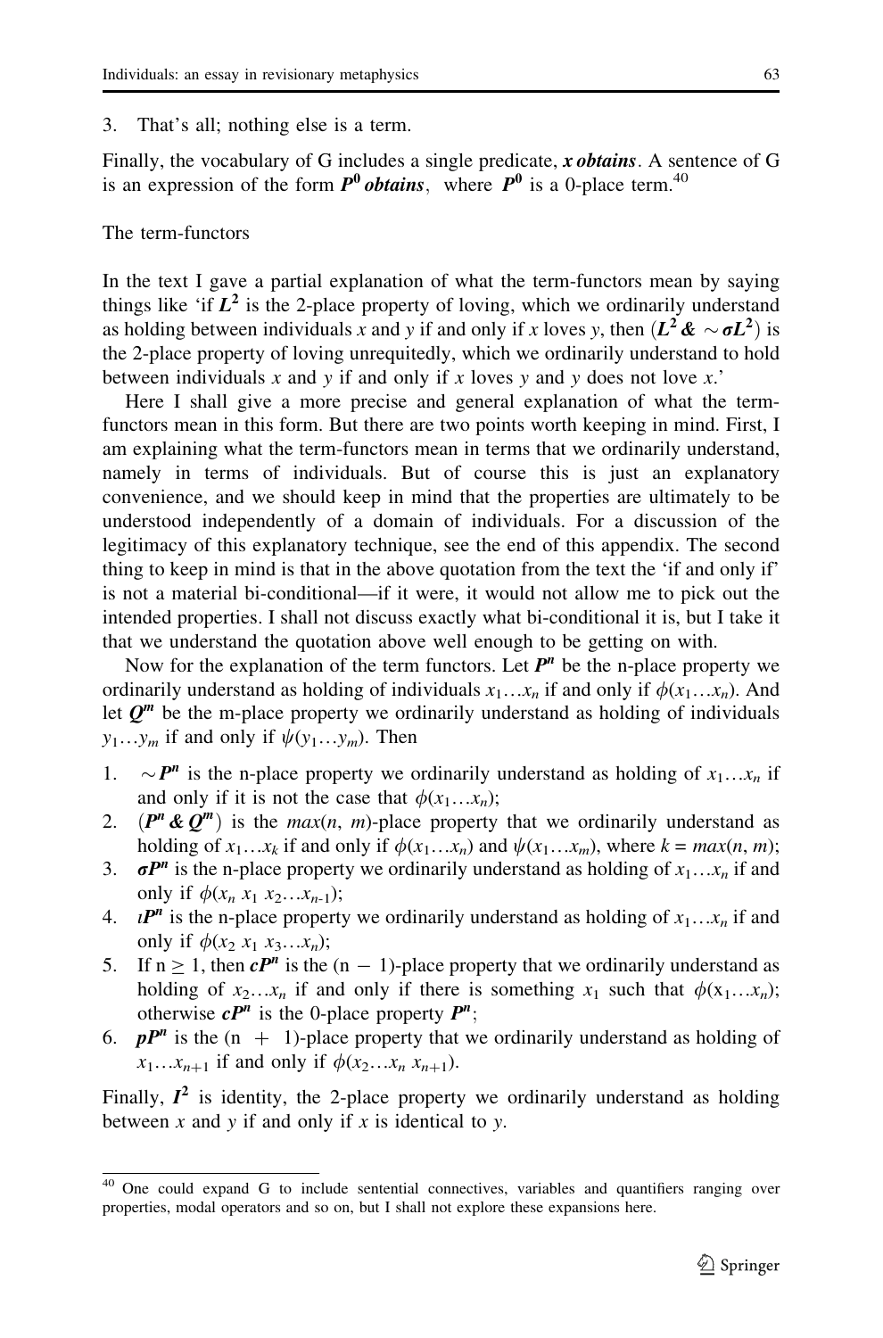3. That's all; nothing else is a term.

Finally, the vocabulary of G includes a single predicate, ***x obtains***. A sentence of G is an expression of the form $\boldsymbol{P^0}$ ***obtains***, where $\boldsymbol{P^0}$ is a 0-place term.[40]

The term-functors

In the text I gave a partial explanation of what the term-functors mean by saying things like 'if $\boldsymbol{L^2}$ is the 2-place property of loving, which we ordinarily understand as holding between individuals *x* and *y* if and only if *x* loves *y*, then $(\boldsymbol{L^2} \,\&\, \sim\boldsymbol{\sigma L^2})$ is the 2-place property of loving unrequitedly, which we ordinarily understand to hold between individuals *x* and *y* if and only if *x* loves *y* and *y* does not love *x*.'

Here I shall give a more precise and general explanation of what the term-functors mean in this form. But there are two points worth keeping in mind. First, I am explaining what the term-functors mean in terms that we ordinarily understand, namely in terms of individuals. But of course this is just an explanatory convenience, and we should keep in mind that the properties are ultimately to be understood independently of a domain of individuals. For a discussion of the legitimacy of this explanatory technique, see the end of this appendix. The second thing to keep in mind is that in the above quotation from the text the 'if and only if' is not a material bi-conditional—if it were, it would not allow me to pick out the intended properties. I shall not discuss exactly what bi-conditional it is, but I take it that we understand the quotation above well enough to be getting on with.

Now for the explanation of the term functors. Let $\boldsymbol{P^n}$ be the n-place property we ordinarily understand as holding of individuals $x_1 \ldots x_n$ if and only if $\phi(x_1 \ldots x_n)$. And let $\boldsymbol{Q^m}$ be the m-place property we ordinarily understand as holding of individuals $y_1 \ldots y_m$ if and only if $\psi(y_1 \ldots y_m)$. Then

1. $\sim\boldsymbol{P^n}$ is the n-place property we ordinarily understand as holding of $x_1 \ldots x_n$ if and only if it is not the case that $\phi(x_1 \ldots x_n)$;
2. $(\boldsymbol{P^n} \,\&\, \boldsymbol{Q^m})$ is the *max*(*n*, *m*)-place property that we ordinarily understand as holding of $x_1 \ldots x_k$ if and only if $\phi(x_1 \ldots x_n)$ and $\psi(x_1 \ldots x_m)$, where $k = max(n, m)$;
3. $\boldsymbol{\sigma P^n}$ is the n-place property we ordinarily understand as holding of $x_1 \ldots x_n$ if and only if $\phi(x_n\ x_1\ x_2 \ldots x_{n-1})$;
4. $\boldsymbol{\iota P^n}$ is the n-place property we ordinarily understand as holding of $x_1 \ldots x_n$ if and only if $\phi(x_2\ x_1\ x_3 \ldots x_n)$;
5. If $n \geq 1$, then $\boldsymbol{cP^n}$ is the $(n - 1)$-place property that we ordinarily understand as holding of $x_2 \ldots x_n$ if and only if there is something $x_1$ such that $\phi(x_1 \ldots x_n)$; otherwise $\boldsymbol{cP^n}$ is the 0-place property $\boldsymbol{P^n}$;
6. $\boldsymbol{pP^n}$ is the $(n + 1)$-place property that we ordinarily understand as holding of $x_1 \ldots x_{n+1}$ if and only if $\phi(x_2 \ldots x_n\ x_{n+1})$.

Finally, $\boldsymbol{I^2}$ is identity, the 2-place property we ordinarily understand as holding between *x* and *y* if and only if *x* is identical to *y*.

---

[40] One could expand G to include sentential connectives, variables and quantifiers ranging over properties, modal operators and so on, but I shall not explore these expansions here.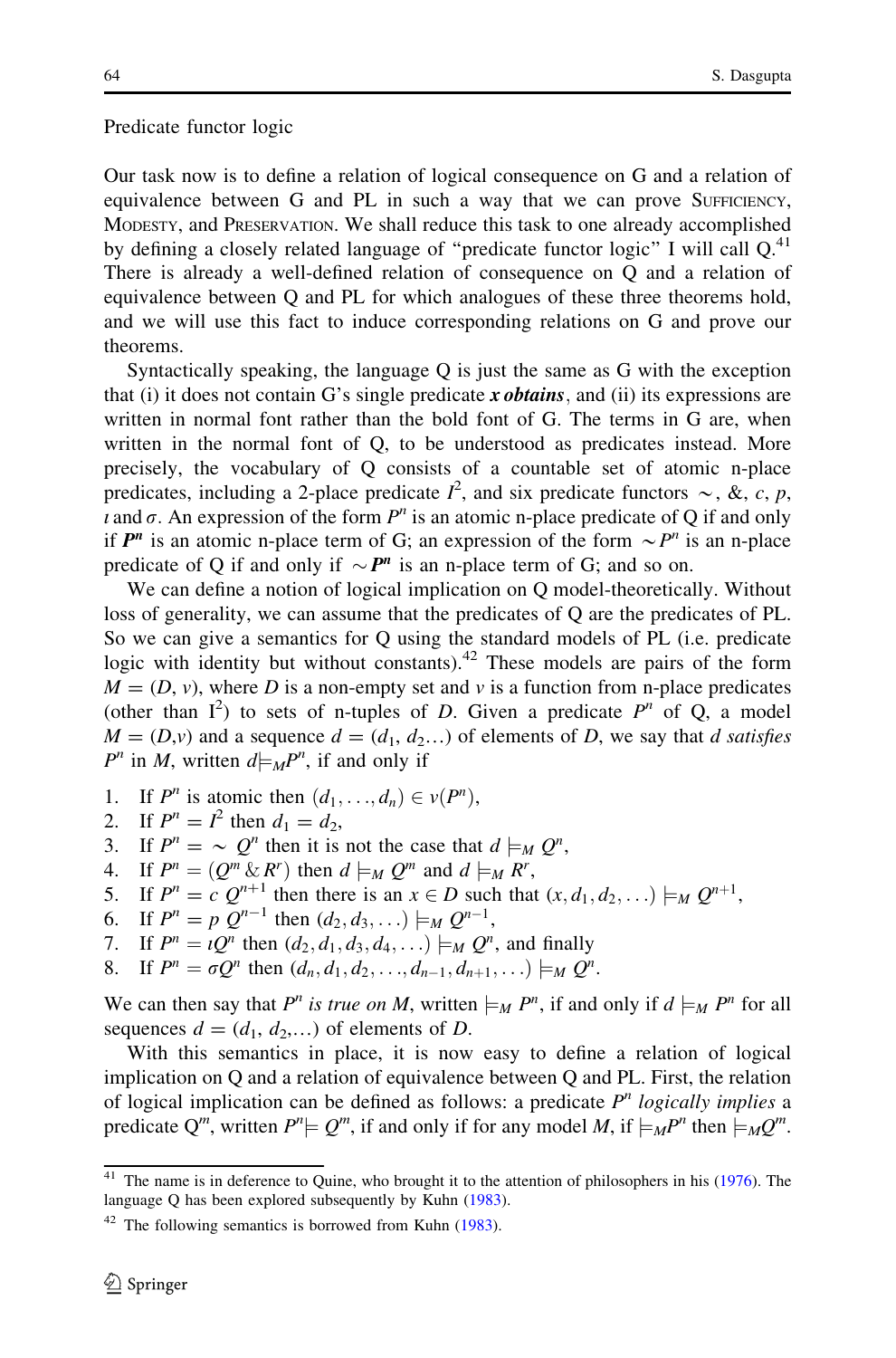Predicate functor logic

Our task now is to define a relation of logical consequence on G and a relation of equivalence between G and PL in such a way that we can prove Sufficiency, Modesty, and Preservation. We shall reduce this task to one already accomplished by defining a closely related language of "predicate functor logic" I will call Q.[41] There is already a well-defined relation of consequence on Q and a relation of equivalence between Q and PL for which analogues of these three theorems hold, and we will use this fact to induce corresponding relations on G and prove our theorems.

Syntactically speaking, the language Q is just the same as G with the exception that (i) it does not contain G's single predicate ***x obtains***, and (ii) its expressions are written in normal font rather than the bold font of G. The terms in G are, when written in the normal font of Q, to be understood as predicates instead. More precisely, the vocabulary of Q consists of a countable set of atomic n-place predicates, including a 2-place predicate $I^2$, and six predicate functors $\sim$, &, $c$, $p$, $\iota$ and $\sigma$. An expression of the form $P^n$ is an atomic n-place predicate of Q if and only if $\boldsymbol{P^n}$ is an atomic n-place term of G; an expression of the form $\sim P^n$ is an n-place predicate of Q if and only if $\sim \boldsymbol{P^n}$ is an n-place term of G; and so on.

We can define a notion of logical implication on Q model-theoretically. Without loss of generality, we can assume that the predicates of Q are the predicates of PL. So we can give a semantics for Q using the standard models of PL (i.e. predicate logic with identity but without constants).[42] These models are pairs of the form $M = (D, v)$, where $D$ is a non-empty set and $v$ is a function from n-place predicates (other than $I^2$) to sets of n-tuples of $D$. Given a predicate $P^n$ of Q, a model $M = (D,v)$ and a sequence $d = (d_1, d_2 \ldots)$ of elements of $D$, we say that $d$ *satisfies* $P^n$ in $M$, written $d \vDash_M P^n$, if and only if

1. If $P^n$ is atomic then $(d_1, \ldots, d_n) \in v(P^n)$,
2. If $P^n = I^2$ then $d_1 = d_2$,
3. If $P^n = \sim Q^n$ then it is not the case that $d \vDash_M Q^n$,
4. If $P^n = (Q^m \,\&\, R^r)$ then $d \vDash_M Q^m$ and $d \vDash_M R^r$,
5. If $P^n = c\, Q^{n+1}$ then there is an $x \in D$ such that $(x, d_1, d_2, \ldots) \vDash_M Q^{n+1}$,
6. If $P^n = p\, Q^{n-1}$ then $(d_2, d_3, \ldots) \vDash_M Q^{n-1}$,
7. If $P^n = \iota Q^n$ then $(d_2, d_1, d_3, d_4, \ldots) \vDash_M Q^n$, and finally
8. If $P^n = \sigma Q^n$ then $(d_n, d_1, d_2, \ldots, d_{n-1}, d_{n+1}, \ldots) \vDash_M Q^n$.

We can then say that $P^n$ *is true on* $M$, written $\vDash_M P^n$, if and only if $d \vDash_M P^n$ for all sequences $d = (d_1, d_2, \ldots)$ of elements of $D$.

With this semantics in place, it is now easy to define a relation of logical implication on Q and a relation of equivalence between Q and PL. First, the relation of logical implication can be defined as follows: a predicate $P^n$ *logically implies* a predicate $Q^m$, written $P^n \vDash Q^m$, if and only if for any model $M$, if $\vDash_M P^n$ then $\vDash_M Q^m$.

[41] The name is in deference to Quine, who brought it to the attention of philosophers in his (1976). The language Q has been explored subsequently by Kuhn (1983).

[42] The following semantics is borrowed from Kuhn (1983).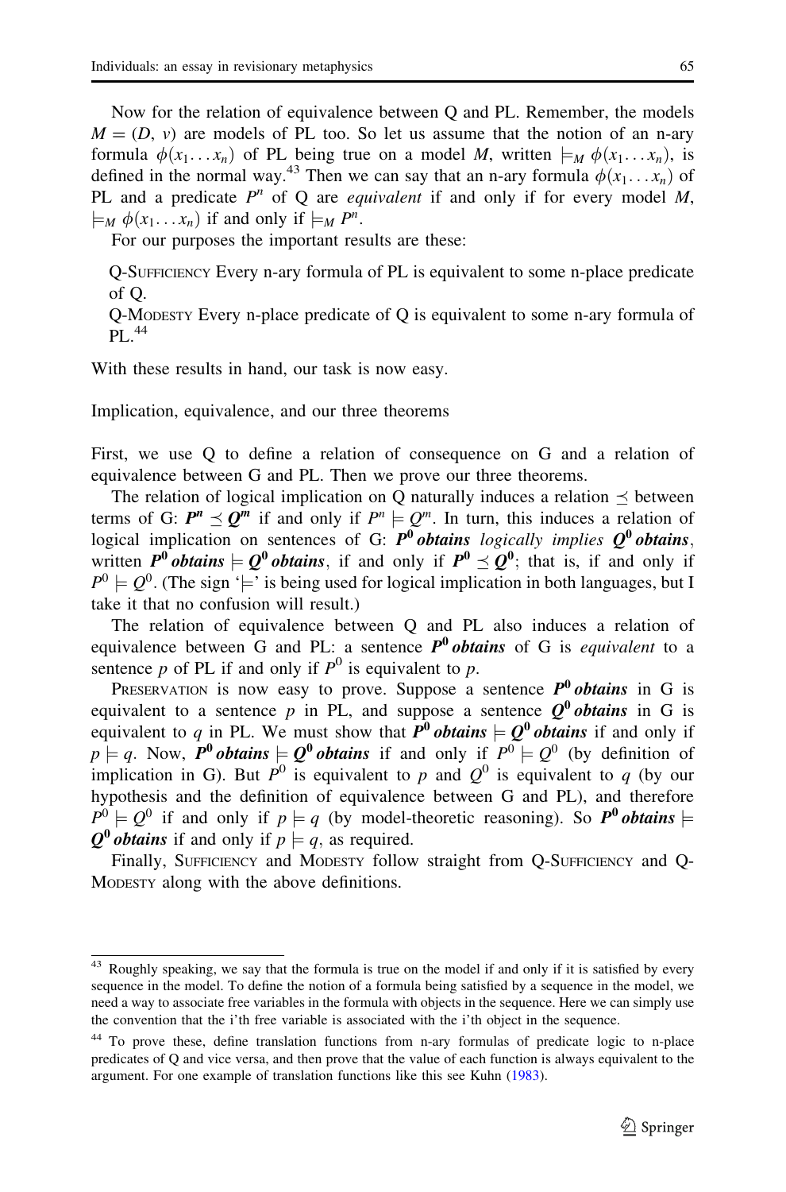Now for the relation of equivalence between Q and PL. Remember, the models $M = (D, v)$ are models of PL too. So let us assume that the notion of an n-ary formula $\phi(x_1 \ldots x_n)$ of PL being true on a model $M$, written $\models_M \phi(x_1 \ldots x_n)$, is defined in the normal way.[43] Then we can say that an n-ary formula $\phi(x_1 \ldots x_n)$ of PL and a predicate $P^n$ of Q are *equivalent* if and only if for every model $M$, $\models_M \phi(x_1 \ldots x_n)$ if and only if $\models_M P^n$.

For our purposes the important results are these:

> Q-Sufficiency Every n-ary formula of PL is equivalent to some n-place predicate of Q.
>
> Q-Modesty Every n-place predicate of Q is equivalent to some n-ary formula of PL.[44]

With these results in hand, our task is now easy.

## Implication, equivalence, and our three theorems

First, we use Q to define a relation of consequence on G and a relation of equivalence between G and PL. Then we prove our three theorems.

The relation of logical implication on Q naturally induces a relation $\preceq$ between terms of G: $\boldsymbol{P^n} \preceq \boldsymbol{Q^m}$ if and only if $P^n \models Q^m$. In turn, this induces a relation of logical implication on sentences of G: ***$P^0$ obtains*** *logically implies* ***$Q^0$ obtains***, written ***$P^0$ obtains*** $\models$ ***$Q^0$ obtains***, if and only if $\boldsymbol{P^0} \preceq \boldsymbol{Q^0}$; that is, if and only if $P^0 \models Q^0$. (The sign '$\models$' is being used for logical implication in both languages, but I take it that no confusion will result.)

The relation of equivalence between Q and PL also induces a relation of equivalence between G and PL: a sentence ***$P^0$ obtains*** of G is *equivalent* to a sentence $p$ of PL if and only if $P^0$ is equivalent to $p$.

Preservation is now easy to prove. Suppose a sentence ***$P^0$ obtains*** in G is equivalent to a sentence $p$ in PL, and suppose a sentence ***$Q^0$ obtains*** in G is equivalent to $q$ in PL. We must show that ***$P^0$ obtains*** $\models$ ***$Q^0$ obtains*** if and only if $p \models q$. Now, ***$P^0$ obtains*** $\models$ ***$Q^0$ obtains*** if and only if $P^0 \models Q^0$ (by definition of implication in G). But $P^0$ is equivalent to $p$ and $Q^0$ is equivalent to $q$ (by our hypothesis and the definition of equivalence between G and PL), and therefore $P^0 \models Q^0$ if and only if $p \models q$ (by model-theoretic reasoning). So ***$P^0$ obtains*** $\models$ ***$Q^0$ obtains*** if and only if $p \models q$, as required.

Finally, Sufficiency and Modesty follow straight from Q-Sufficiency and Q-Modesty along with the above definitions.

---

[43] Roughly speaking, we say that the formula is true on the model if and only if it is satisfied by every sequence in the model. To define the notion of a formula being satisfied by a sequence in the model, we need a way to associate free variables in the formula with objects in the sequence. Here we can simply use the convention that the i'th free variable is associated with the i'th object in the sequence.

[44] To prove these, define translation functions from n-ary formulas of predicate logic to n-place predicates of Q and vice versa, and then prove that the value of each function is always equivalent to the argument. For one example of translation functions like this see Kuhn (1983).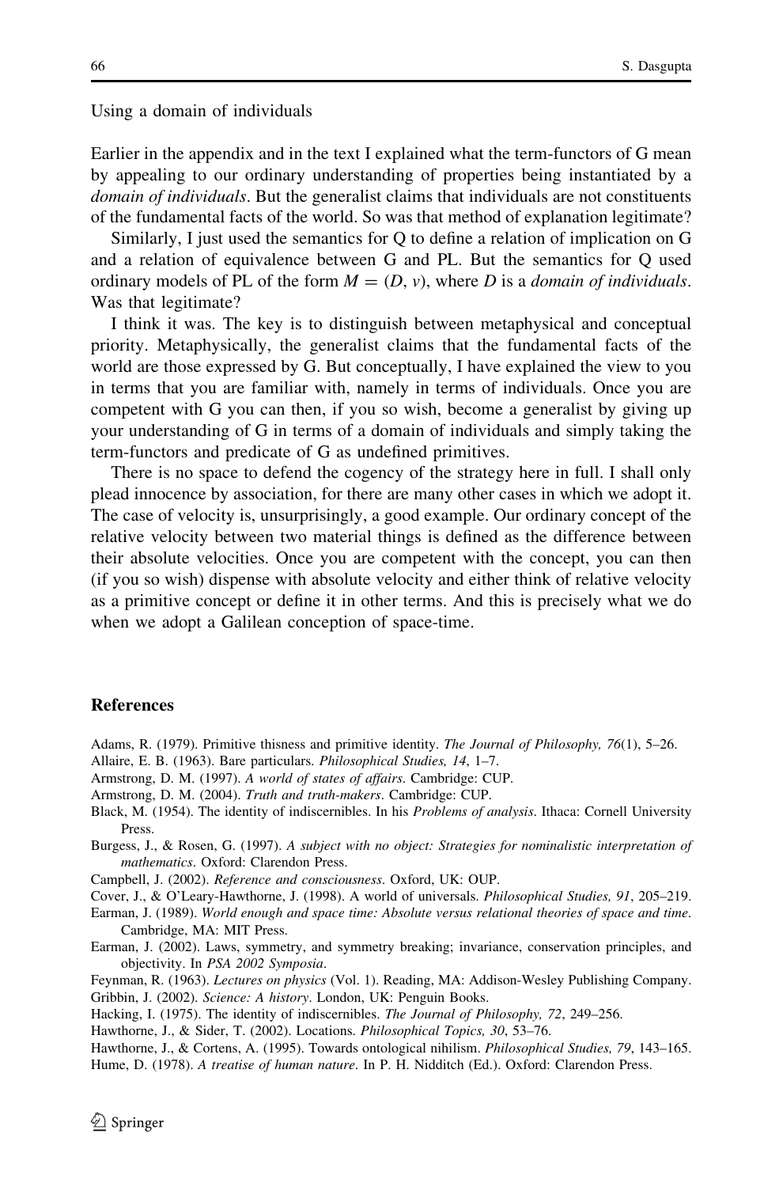Using a domain of individuals

Earlier in the appendix and in the text I explained what the term-functors of G mean by appealing to our ordinary understanding of properties being instantiated by a *domain of individuals*. But the generalist claims that individuals are not constituents of the fundamental facts of the world. So was that method of explanation legitimate?

Similarly, I just used the semantics for Q to define a relation of implication on G and a relation of equivalence between G and PL. But the semantics for Q used ordinary models of PL of the form $M = (D, v)$, where $D$ is a *domain of individuals*. Was that legitimate?

I think it was. The key is to distinguish between metaphysical and conceptual priority. Metaphysically, the generalist claims that the fundamental facts of the world are those expressed by G. But conceptually, I have explained the view to you in terms that you are familiar with, namely in terms of individuals. Once you are competent with G you can then, if you so wish, become a generalist by giving up your understanding of G in terms of a domain of individuals and simply taking the term-functors and predicate of G as undefined primitives.

There is no space to defend the cogency of the strategy here in full. I shall only plead innocence by association, for there are many other cases in which we adopt it. The case of velocity is, unsurprisingly, a good example. Our ordinary concept of the relative velocity between two material things is defined as the difference between their absolute velocities. Once you are competent with the concept, you can then (if you so wish) dispense with absolute velocity and either think of relative velocity as a primitive concept or define it in other terms. And this is precisely what we do when we adopt a Galilean conception of space-time.

## References

Adams, R. (1979). Primitive thisness and primitive identity. *The Journal of Philosophy, 76*(1), 5–26.

Allaire, E. B. (1963). Bare particulars. *Philosophical Studies, 14*, 1–7.

Armstrong, D. M. (1997). *A world of states of affairs*. Cambridge: CUP.

Armstrong, D. M. (2004). *Truth and truth-makers*. Cambridge: CUP.

Black, M. (1954). The identity of indiscernibles. In his *Problems of analysis*. Ithaca: Cornell University Press.

Burgess, J., & Rosen, G. (1997). *A subject with no object: Strategies for nominalistic interpretation of mathematics*. Oxford: Clarendon Press.

Campbell, J. (2002). *Reference and consciousness*. Oxford, UK: OUP.

Cover, J., & O'Leary-Hawthorne, J. (1998). A world of universals. *Philosophical Studies, 91*, 205–219.

Earman, J. (1989). *World enough and space time: Absolute versus relational theories of space and time*. Cambridge, MA: MIT Press.

Earman, J. (2002). Laws, symmetry, and symmetry breaking; invariance, conservation principles, and objectivity. In *PSA 2002 Symposia*.

Feynman, R. (1963). *Lectures on physics* (Vol. 1). Reading, MA: Addison-Wesley Publishing Company.

Gribbin, J. (2002). *Science: A history*. London, UK: Penguin Books.

Hacking, I. (1975). The identity of indiscernibles. *The Journal of Philosophy, 72*, 249–256.

Hawthorne, J., & Sider, T. (2002). Locations. *Philosophical Topics, 30*, 53–76.

Hawthorne, J., & Cortens, A. (1995). Towards ontological nihilism. *Philosophical Studies, 79*, 143–165.

Hume, D. (1978). *A treatise of human nature*. In P. H. Nidditch (Ed.). Oxford: Clarendon Press.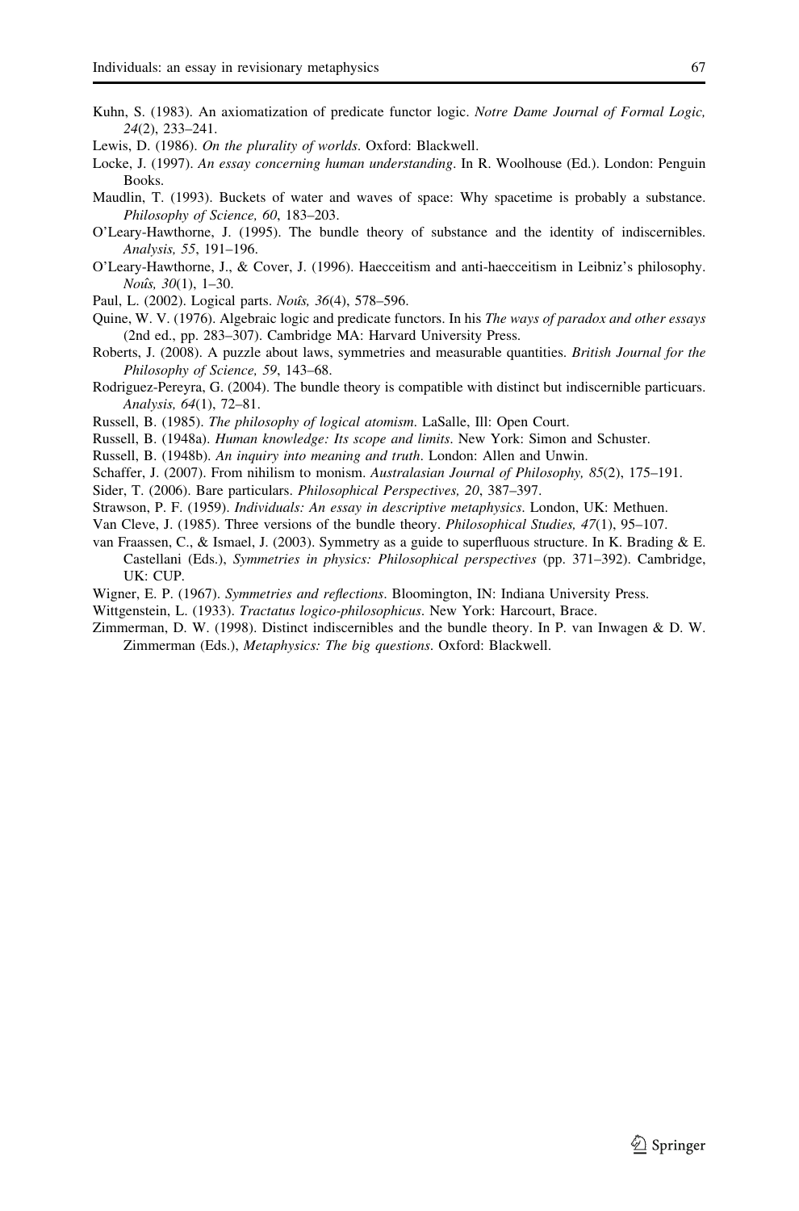Kuhn, S. (1983). An axiomatization of predicate functor logic. *Notre Dame Journal of Formal Logic, 24*(2), 233–241.

Lewis, D. (1986). *On the plurality of worlds*. Oxford: Blackwell.

Locke, J. (1997). *An essay concerning human understanding*. In R. Woolhouse (Ed.). London: Penguin Books.

Maudlin, T. (1993). Buckets of water and waves of space: Why spacetime is probably a substance. *Philosophy of Science, 60*, 183–203.

O'Leary-Hawthorne, J. (1995). The bundle theory of substance and the identity of indiscernibles. *Analysis, 55*, 191–196.

O'Leary-Hawthorne, J., & Cover, J. (1996). Haecceitism and anti-haecceitism in Leibniz's philosophy. *Noûs, 30*(1), 1–30.

Paul, L. (2002). Logical parts. *Noûs, 36*(4), 578–596.

Quine, W. V. (1976). Algebraic logic and predicate functors. In his *The ways of paradox and other essays* (2nd ed., pp. 283–307). Cambridge MA: Harvard University Press.

Roberts, J. (2008). A puzzle about laws, symmetries and measurable quantities. *British Journal for the Philosophy of Science, 59*, 143–68.

Rodriguez-Pereyra, G. (2004). The bundle theory is compatible with distinct but indiscernible particuars. *Analysis, 64*(1), 72–81.

Russell, B. (1985). *The philosophy of logical atomism*. LaSalle, Ill: Open Court.

Russell, B. (1948a). *Human knowledge: Its scope and limits*. New York: Simon and Schuster.

Russell, B. (1948b). *An inquiry into meaning and truth*. London: Allen and Unwin.

Schaffer, J. (2007). From nihilism to monism. *Australasian Journal of Philosophy, 85*(2), 175–191.

Sider, T. (2006). Bare particulars. *Philosophical Perspectives, 20*, 387–397.

Strawson, P. F. (1959). *Individuals: An essay in descriptive metaphysics*. London, UK: Methuen.

Van Cleve, J. (1985). Three versions of the bundle theory. *Philosophical Studies, 47*(1), 95–107.

van Fraassen, C., & Ismael, J. (2003). Symmetry as a guide to superfluous structure. In K. Brading & E. Castellani (Eds.), *Symmetries in physics: Philosophical perspectives* (pp. 371–392). Cambridge, UK: CUP.

Wigner, E. P. (1967). *Symmetries and reflections*. Bloomington, IN: Indiana University Press.

Wittgenstein, L. (1933). *Tractatus logico-philosophicus*. New York: Harcourt, Brace.

Zimmerman, D. W. (1998). Distinct indiscernibles and the bundle theory. In P. van Inwagen & D. W. Zimmerman (Eds.), *Metaphysics: The big questions*. Oxford: Blackwell.